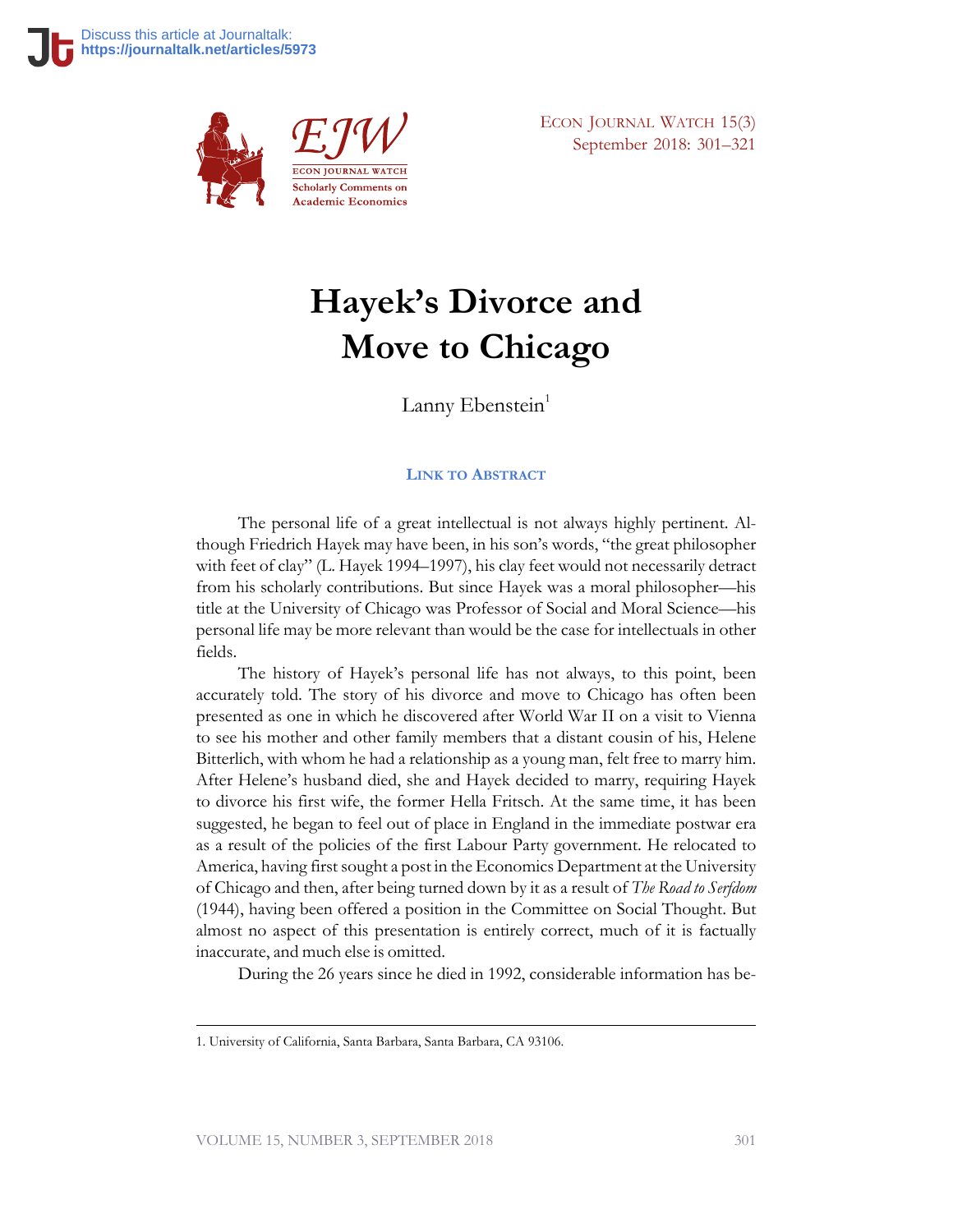# Hayek's Divorce and Move to Chicago

Lanny Ebenstein[1]

**LINK TO ABSTRACT**

The personal life of a great intellectual is not always highly pertinent. Although Friedrich Hayek may have been, in his son's words, "the great philosopher with feet of clay" (L. Hayek 1994–1997), his clay feet would not necessarily detract from his scholarly contributions. But since Hayek was a moral philosopher—his title at the University of Chicago was Professor of Social and Moral Science—his personal life may be more relevant than would be the case for intellectuals in other fields.

The history of Hayek's personal life has not always, to this point, been accurately told. The story of his divorce and move to Chicago has often been presented as one in which he discovered after World War II on a visit to Vienna to see his mother and other family members that a distant cousin of his, Helene Bitterlich, with whom he had a relationship as a young man, felt free to marry him. After Helene's husband died, she and Hayek decided to marry, requiring Hayek to divorce his first wife, the former Hella Fritsch. At the same time, it has been suggested, he began to feel out of place in England in the immediate postwar era as a result of the policies of the first Labour Party government. He relocated to America, having first sought a post in the Economics Department at the University of Chicago and then, after being turned down by it as a result of *The Road to Serfdom* (1944), having been offered a position in the Committee on Social Thought. But almost no aspect of this presentation is entirely correct, much of it is factually inaccurate, and much else is omitted.

During the 26 years since he died in 1992, considerable information has be-

1. University of California, Santa Barbara, Santa Barbara, CA 93106.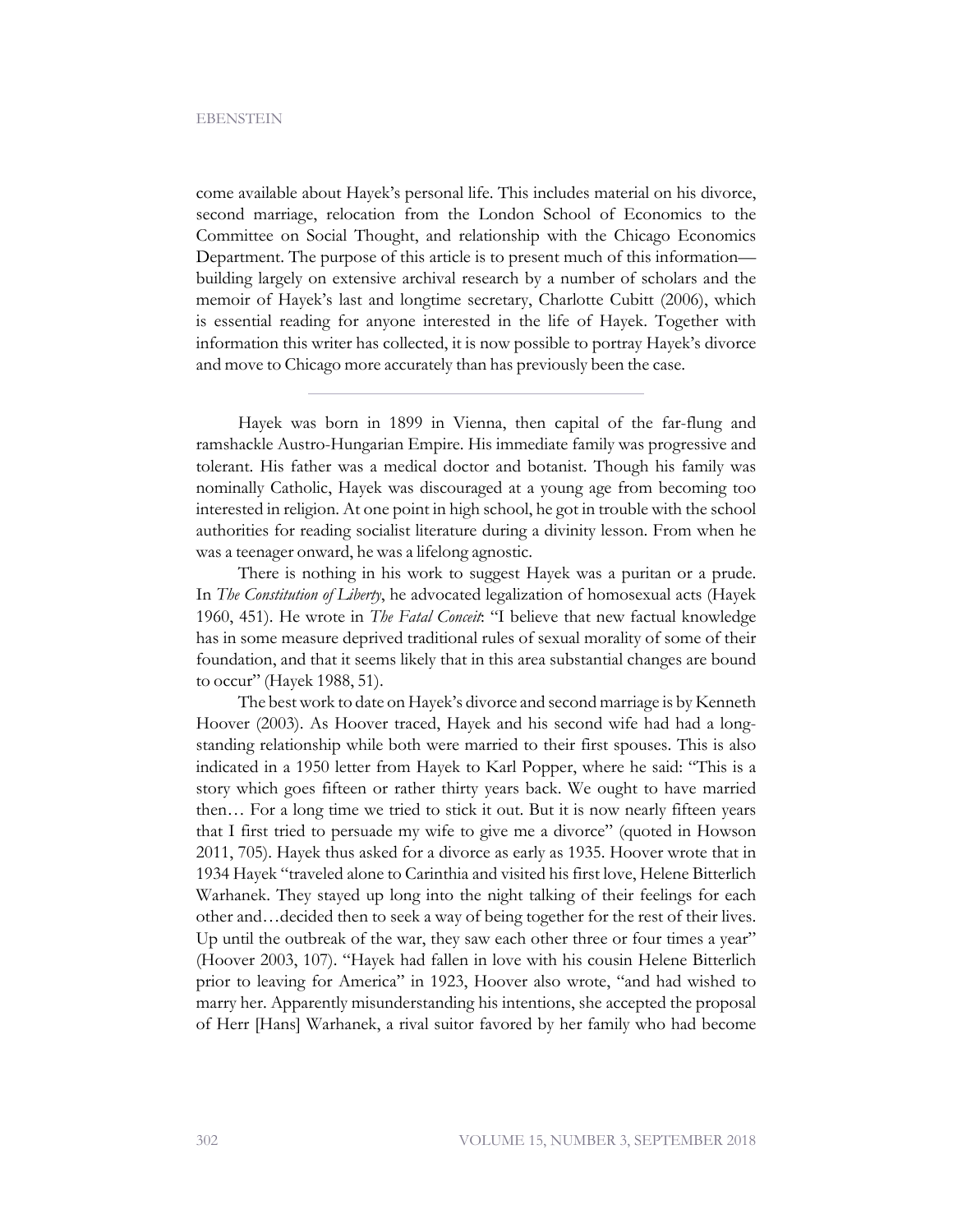come available about Hayek's personal life. This includes material on his divorce, second marriage, relocation from the London School of Economics to the Committee on Social Thought, and relationship with the Chicago Economics Department. The purpose of this article is to present much of this information—building largely on extensive archival research by a number of scholars and the memoir of Hayek's last and longtime secretary, Charlotte Cubitt (2006), which is essential reading for anyone interested in the life of Hayek. Together with information this writer has collected, it is now possible to portray Hayek's divorce and move to Chicago more accurately than has previously been the case.

---

Hayek was born in 1899 in Vienna, then capital of the far-flung and ramshackle Austro-Hungarian Empire. His immediate family was progressive and tolerant. His father was a medical doctor and botanist. Though his family was nominally Catholic, Hayek was discouraged at a young age from becoming too interested in religion. At one point in high school, he got in trouble with the school authorities for reading socialist literature during a divinity lesson. From when he was a teenager onward, he was a lifelong agnostic.

There is nothing in his work to suggest Hayek was a puritan or a prude. In *The Constitution of Liberty*, he advocated legalization of homosexual acts (Hayek 1960, 451). He wrote in *The Fatal Conceit*: "I believe that new factual knowledge has in some measure deprived traditional rules of sexual morality of some of their foundation, and that it seems likely that in this area substantial changes are bound to occur" (Hayek 1988, 51).

The best work to date on Hayek's divorce and second marriage is by Kenneth Hoover (2003). As Hoover traced, Hayek and his second wife had had a longstanding relationship while both were married to their first spouses. This is also indicated in a 1950 letter from Hayek to Karl Popper, where he said: "This is a story which goes fifteen or rather thirty years back. We ought to have married then… For a long time we tried to stick it out. But it is now nearly fifteen years that I first tried to persuade my wife to give me a divorce" (quoted in Howson 2011, 705). Hayek thus asked for a divorce as early as 1935. Hoover wrote that in 1934 Hayek "traveled alone to Carinthia and visited his first love, Helene Bitterlich Warhanek. They stayed up long into the night talking of their feelings for each other and…decided then to seek a way of being together for the rest of their lives. Up until the outbreak of the war, they saw each other three or four times a year" (Hoover 2003, 107). "Hayek had fallen in love with his cousin Helene Bitterlich prior to leaving for America" in 1923, Hoover also wrote, "and had wished to marry her. Apparently misunderstanding his intentions, she accepted the proposal of Herr [Hans] Warhanek, a rival suitor favored by her family who had become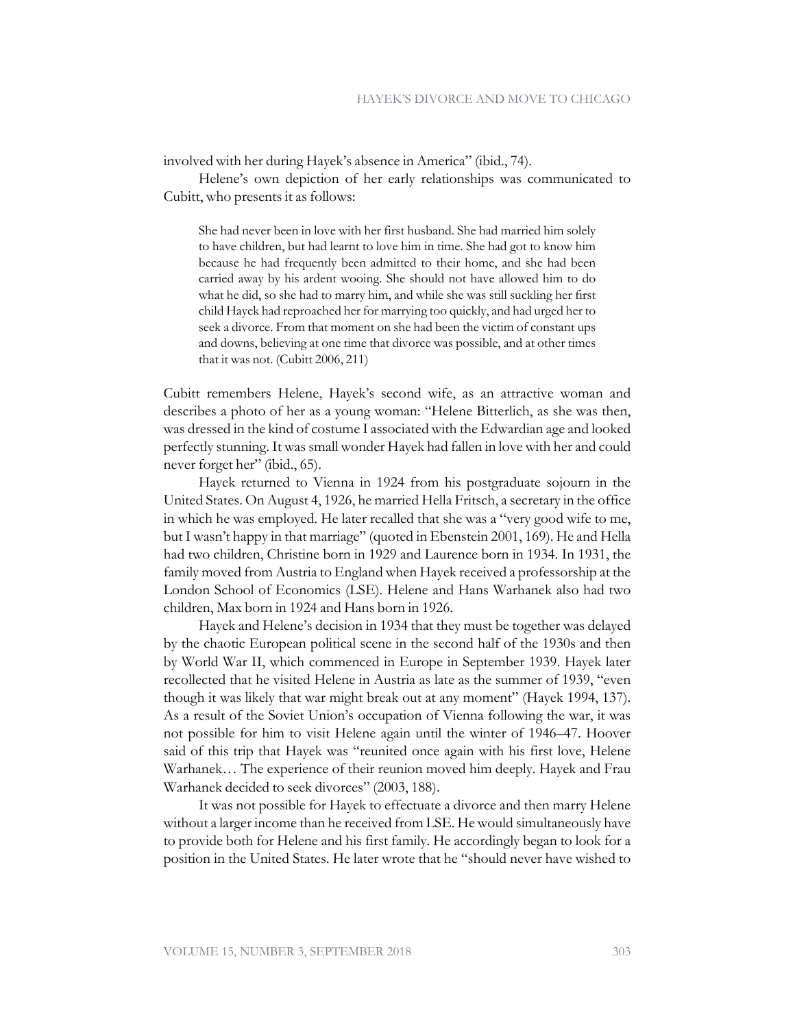involved with her during Hayek's absence in America" (ibid., 74).

Helene's own depiction of her early relationships was communicated to Cubitt, who presents it as follows:

> She had never been in love with her first husband. She had married him solely to have children, but had learnt to love him in time. She had got to know him because he had frequently been admitted to their home, and she had been carried away by his ardent wooing. She should not have allowed him to do what he did, so she had to marry him, and while she was still suckling her first child Hayek had reproached her for marrying too quickly, and had urged her to seek a divorce. From that moment on she had been the victim of constant ups and downs, believing at one time that divorce was possible, and at other times that it was not. (Cubitt 2006, 211)

Cubitt remembers Helene, Hayek's second wife, as an attractive woman and describes a photo of her as a young woman: "Helene Bitterlich, as she was then, was dressed in the kind of costume I associated with the Edwardian age and looked perfectly stunning. It was small wonder Hayek had fallen in love with her and could never forget her" (ibid., 65).

Hayek returned to Vienna in 1924 from his postgraduate sojourn in the United States. On August 4, 1926, he married Hella Fritsch, a secretary in the office in which he was employed. He later recalled that she was a "very good wife to me, but I wasn't happy in that marriage" (quoted in Ebenstein 2001, 169). He and Hella had two children, Christine born in 1929 and Laurence born in 1934. In 1931, the family moved from Austria to England when Hayek received a professorship at the London School of Economics (LSE). Helene and Hans Warhanek also had two children, Max born in 1924 and Hans born in 1926.

Hayek and Helene's decision in 1934 that they must be together was delayed by the chaotic European political scene in the second half of the 1930s and then by World War II, which commenced in Europe in September 1939. Hayek later recollected that he visited Helene in Austria as late as the summer of 1939, "even though it was likely that war might break out at any moment" (Hayek 1994, 137). As a result of the Soviet Union's occupation of Vienna following the war, it was not possible for him to visit Helene again until the winter of 1946–47. Hoover said of this trip that Hayek was "reunited once again with his first love, Helene Warhanek… The experience of their reunion moved him deeply. Hayek and Frau Warhanek decided to seek divorces" (2003, 188).

It was not possible for Hayek to effectuate a divorce and then marry Helene without a larger income than he received from LSE. He would simultaneously have to provide both for Helene and his first family. He accordingly began to look for a position in the United States. He later wrote that he "should never have wished to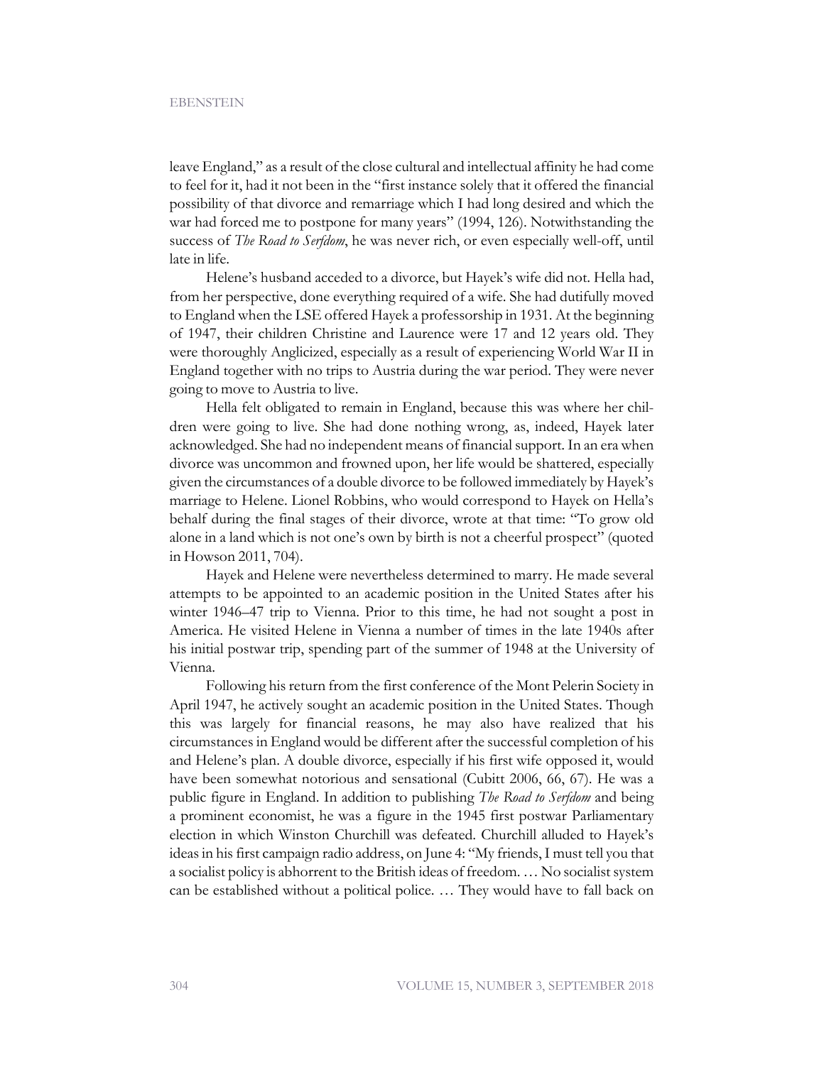leave England," as a result of the close cultural and intellectual affinity he had come to feel for it, had it not been in the "first instance solely that it offered the financial possibility of that divorce and remarriage which I had long desired and which the war had forced me to postpone for many years" (1994, 126). Notwithstanding the success of *The Road to Serfdom*, he was never rich, or even especially well-off, until late in life.

Helene's husband acceded to a divorce, but Hayek's wife did not. Hella had, from her perspective, done everything required of a wife. She had dutifully moved to England when the LSE offered Hayek a professorship in 1931. At the beginning of 1947, their children Christine and Laurence were 17 and 12 years old. They were thoroughly Anglicized, especially as a result of experiencing World War II in England together with no trips to Austria during the war period. They were never going to move to Austria to live.

Hella felt obligated to remain in England, because this was where her children were going to live. She had done nothing wrong, as, indeed, Hayek later acknowledged. She had no independent means of financial support. In an era when divorce was uncommon and frowned upon, her life would be shattered, especially given the circumstances of a double divorce to be followed immediately by Hayek's marriage to Helene. Lionel Robbins, who would correspond to Hayek on Hella's behalf during the final stages of their divorce, wrote at that time: "To grow old alone in a land which is not one's own by birth is not a cheerful prospect" (quoted in Howson 2011, 704).

Hayek and Helene were nevertheless determined to marry. He made several attempts to be appointed to an academic position in the United States after his winter 1946–47 trip to Vienna. Prior to this time, he had not sought a post in America. He visited Helene in Vienna a number of times in the late 1940s after his initial postwar trip, spending part of the summer of 1948 at the University of Vienna.

Following his return from the first conference of the Mont Pelerin Society in April 1947, he actively sought an academic position in the United States. Though this was largely for financial reasons, he may also have realized that his circumstances in England would be different after the successful completion of his and Helene's plan. A double divorce, especially if his first wife opposed it, would have been somewhat notorious and sensational (Cubitt 2006, 66, 67). He was a public figure in England. In addition to publishing *The Road to Serfdom* and being a prominent economist, he was a figure in the 1945 first postwar Parliamentary election in which Winston Churchill was defeated. Churchill alluded to Hayek's ideas in his first campaign radio address, on June 4: "My friends, I must tell you that a socialist policy is abhorrent to the British ideas of freedom. … No socialist system can be established without a political police. … They would have to fall back on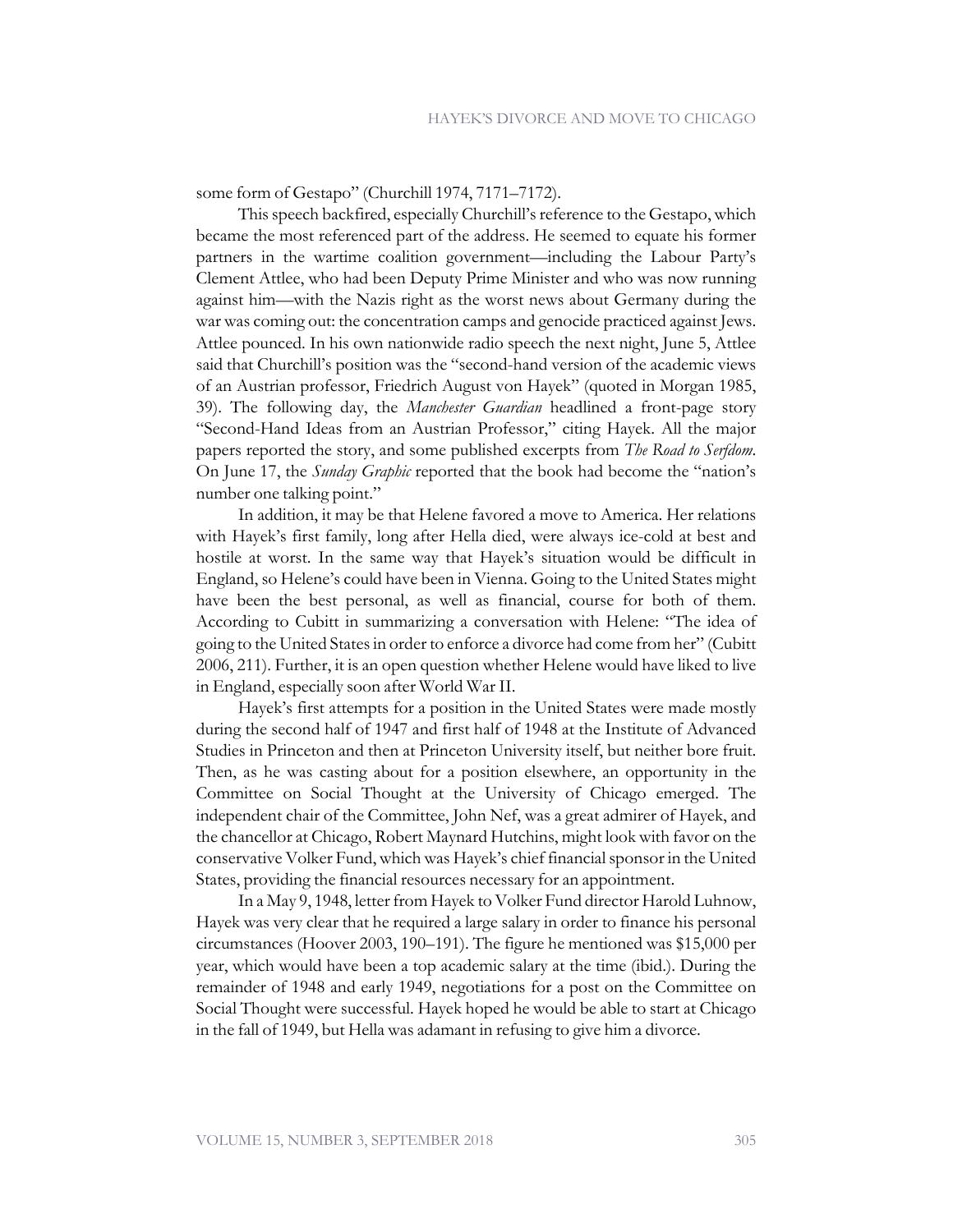some form of Gestapo" (Churchill 1974, 7171–7172).

This speech backfired, especially Churchill's reference to the Gestapo, which became the most referenced part of the address. He seemed to equate his former partners in the wartime coalition government—including the Labour Party's Clement Attlee, who had been Deputy Prime Minister and who was now running against him—with the Nazis right as the worst news about Germany during the war was coming out: the concentration camps and genocide practiced against Jews. Attlee pounced. In his own nationwide radio speech the next night, June 5, Attlee said that Churchill's position was the "second-hand version of the academic views of an Austrian professor, Friedrich August von Hayek" (quoted in Morgan 1985, 39). The following day, the *Manchester Guardian* headlined a front-page story "Second-Hand Ideas from an Austrian Professor," citing Hayek. All the major papers reported the story, and some published excerpts from *The Road to Serfdom*. On June 17, the *Sunday Graphic* reported that the book had become the "nation's number one talking point."

In addition, it may be that Helene favored a move to America. Her relations with Hayek's first family, long after Hella died, were always ice-cold at best and hostile at worst. In the same way that Hayek's situation would be difficult in England, so Helene's could have been in Vienna. Going to the United States might have been the best personal, as well as financial, course for both of them. According to Cubitt in summarizing a conversation with Helene: "The idea of going to the United States in order to enforce a divorce had come from her" (Cubitt 2006, 211). Further, it is an open question whether Helene would have liked to live in England, especially soon after World War II.

Hayek's first attempts for a position in the United States were made mostly during the second half of 1947 and first half of 1948 at the Institute of Advanced Studies in Princeton and then at Princeton University itself, but neither bore fruit. Then, as he was casting about for a position elsewhere, an opportunity in the Committee on Social Thought at the University of Chicago emerged. The independent chair of the Committee, John Nef, was a great admirer of Hayek, and the chancellor at Chicago, Robert Maynard Hutchins, might look with favor on the conservative Volker Fund, which was Hayek's chief financial sponsor in the United States, providing the financial resources necessary for an appointment.

In a May 9, 1948, letter from Hayek to Volker Fund director Harold Luhnow, Hayek was very clear that he required a large salary in order to finance his personal circumstances (Hoover 2003, 190–191). The figure he mentioned was $15,000 per year, which would have been a top academic salary at the time (ibid.). During the remainder of 1948 and early 1949, negotiations for a post on the Committee on Social Thought were successful. Hayek hoped he would be able to start at Chicago in the fall of 1949, but Hella was adamant in refusing to give him a divorce.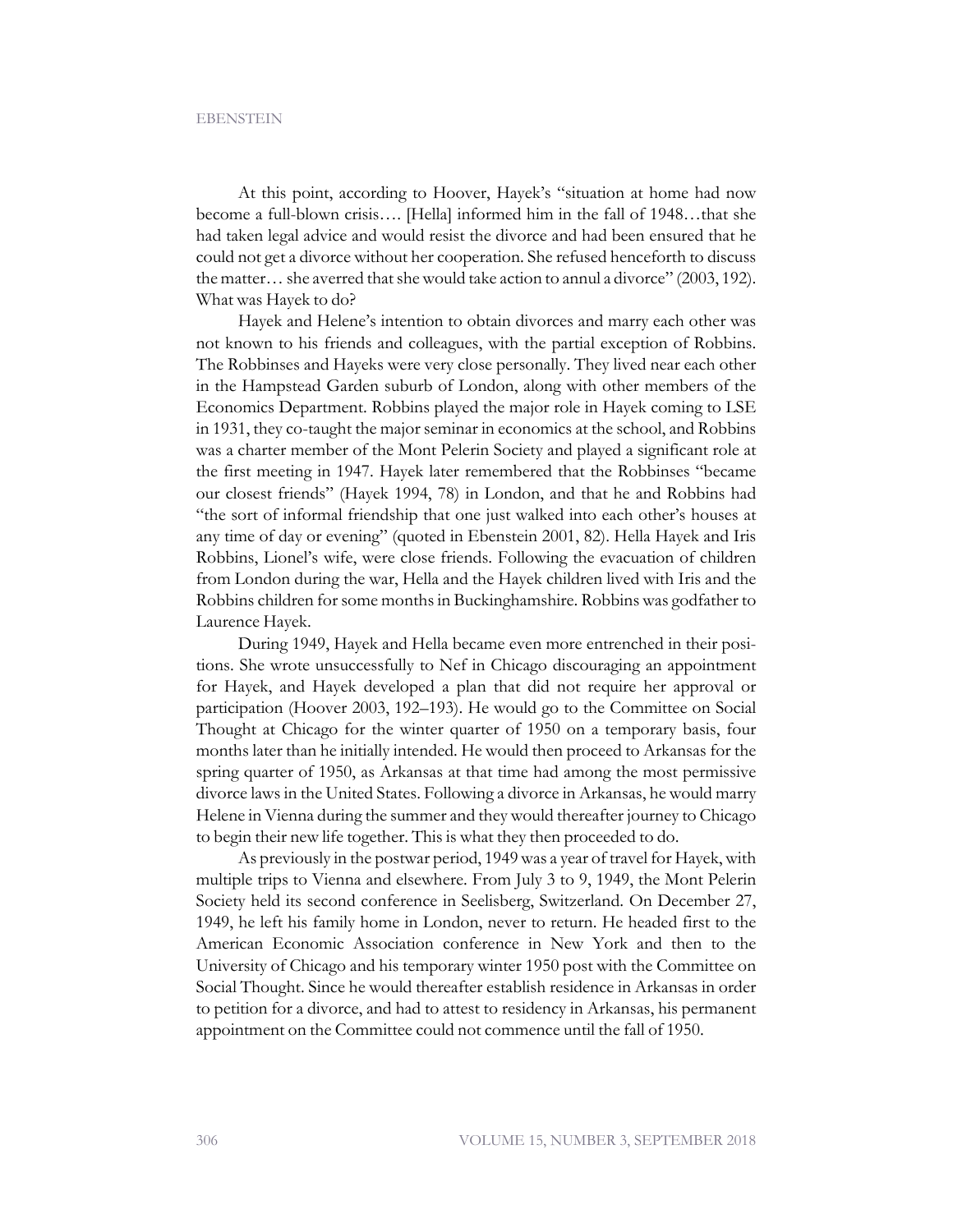At this point, according to Hoover, Hayek's "situation at home had now become a full-blown crisis…. [Hella] informed him in the fall of 1948…that she had taken legal advice and would resist the divorce and had been ensured that he could not get a divorce without her cooperation. She refused henceforth to discuss the matter… she averred that she would take action to annul a divorce" (2003, 192). What was Hayek to do?

Hayek and Helene's intention to obtain divorces and marry each other was not known to his friends and colleagues, with the partial exception of Robbins. The Robbinses and Hayeks were very close personally. They lived near each other in the Hampstead Garden suburb of London, along with other members of the Economics Department. Robbins played the major role in Hayek coming to LSE in 1931, they co-taught the major seminar in economics at the school, and Robbins was a charter member of the Mont Pelerin Society and played a significant role at the first meeting in 1947. Hayek later remembered that the Robbinses "became our closest friends" (Hayek 1994, 78) in London, and that he and Robbins had "the sort of informal friendship that one just walked into each other's houses at any time of day or evening" (quoted in Ebenstein 2001, 82). Hella Hayek and Iris Robbins, Lionel's wife, were close friends. Following the evacuation of children from London during the war, Hella and the Hayek children lived with Iris and the Robbins children for some months in Buckinghamshire. Robbins was godfather to Laurence Hayek.

During 1949, Hayek and Hella became even more entrenched in their positions. She wrote unsuccessfully to Nef in Chicago discouraging an appointment for Hayek, and Hayek developed a plan that did not require her approval or participation (Hoover 2003, 192–193). He would go to the Committee on Social Thought at Chicago for the winter quarter of 1950 on a temporary basis, four months later than he initially intended. He would then proceed to Arkansas for the spring quarter of 1950, as Arkansas at that time had among the most permissive divorce laws in the United States. Following a divorce in Arkansas, he would marry Helene in Vienna during the summer and they would thereafter journey to Chicago to begin their new life together. This is what they then proceeded to do.

As previously in the postwar period, 1949 was a year of travel for Hayek, with multiple trips to Vienna and elsewhere. From July 3 to 9, 1949, the Mont Pelerin Society held its second conference in Seelisberg, Switzerland. On December 27, 1949, he left his family home in London, never to return. He headed first to the American Economic Association conference in New York and then to the University of Chicago and his temporary winter 1950 post with the Committee on Social Thought. Since he would thereafter establish residence in Arkansas in order to petition for a divorce, and had to attest to residency in Arkansas, his permanent appointment on the Committee could not commence until the fall of 1950.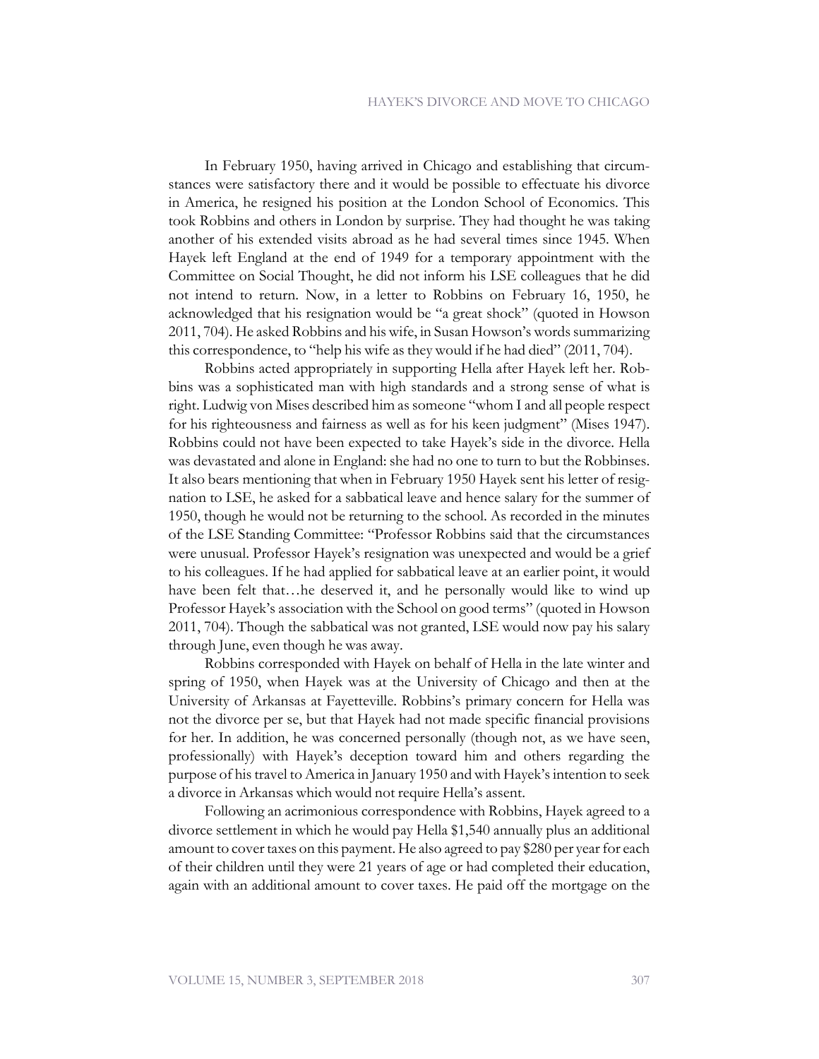In February 1950, having arrived in Chicago and establishing that circumstances were satisfactory there and it would be possible to effectuate his divorce in America, he resigned his position at the London School of Economics. This took Robbins and others in London by surprise. They had thought he was taking another of his extended visits abroad as he had several times since 1945. When Hayek left England at the end of 1949 for a temporary appointment with the Committee on Social Thought, he did not inform his LSE colleagues that he did not intend to return. Now, in a letter to Robbins on February 16, 1950, he acknowledged that his resignation would be "a great shock" (quoted in Howson 2011, 704). He asked Robbins and his wife, in Susan Howson's words summarizing this correspondence, to "help his wife as they would if he had died" (2011, 704).

Robbins acted appropriately in supporting Hella after Hayek left her. Robbins was a sophisticated man with high standards and a strong sense of what is right. Ludwig von Mises described him as someone "whom I and all people respect for his righteousness and fairness as well as for his keen judgment" (Mises 1947). Robbins could not have been expected to take Hayek's side in the divorce. Hella was devastated and alone in England: she had no one to turn to but the Robbinses. It also bears mentioning that when in February 1950 Hayek sent his letter of resignation to LSE, he asked for a sabbatical leave and hence salary for the summer of 1950, though he would not be returning to the school. As recorded in the minutes of the LSE Standing Committee: "Professor Robbins said that the circumstances were unusual. Professor Hayek's resignation was unexpected and would be a grief to his colleagues. If he had applied for sabbatical leave at an earlier point, it would have been felt that…he deserved it, and he personally would like to wind up Professor Hayek's association with the School on good terms" (quoted in Howson 2011, 704). Though the sabbatical was not granted, LSE would now pay his salary through June, even though he was away.

Robbins corresponded with Hayek on behalf of Hella in the late winter and spring of 1950, when Hayek was at the University of Chicago and then at the University of Arkansas at Fayetteville. Robbins's primary concern for Hella was not the divorce per se, but that Hayek had not made specific financial provisions for her. In addition, he was concerned personally (though not, as we have seen, professionally) with Hayek's deception toward him and others regarding the purpose of his travel to America in January 1950 and with Hayek's intention to seek a divorce in Arkansas which would not require Hella's assent.

Following an acrimonious correspondence with Robbins, Hayek agreed to a divorce settlement in which he would pay Hella $1,540 annually plus an additional amount to cover taxes on this payment. He also agreed to pay $280 per year for each of their children until they were 21 years of age or had completed their education, again with an additional amount to cover taxes. He paid off the mortgage on the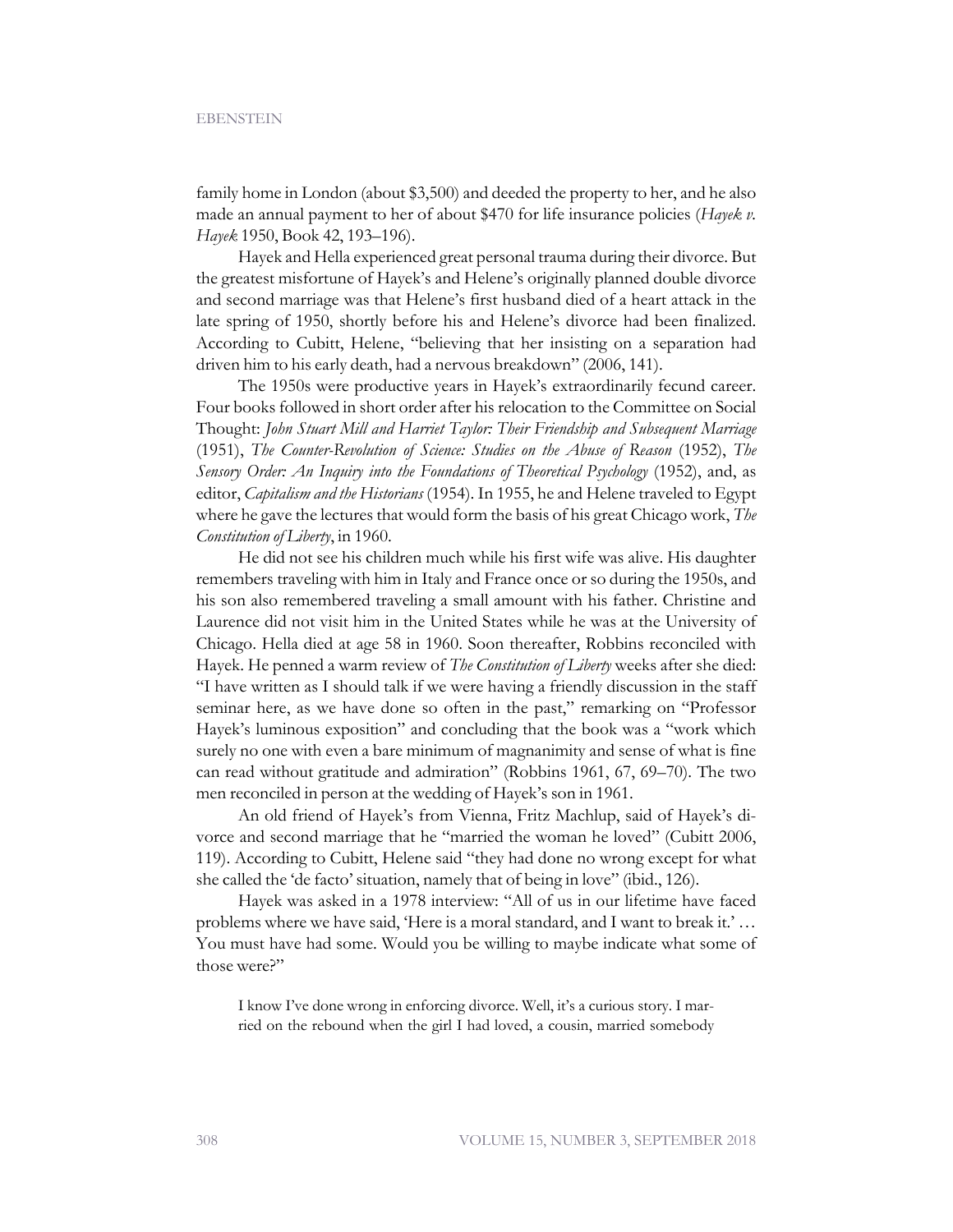family home in London (about $3,500) and deeded the property to her, and he also made an annual payment to her of about $470 for life insurance policies (*Hayek v. Hayek* 1950, Book 42, 193–196).

Hayek and Hella experienced great personal trauma during their divorce. But the greatest misfortune of Hayek's and Helene's originally planned double divorce and second marriage was that Helene's first husband died of a heart attack in the late spring of 1950, shortly before his and Helene's divorce had been finalized. According to Cubitt, Helene, "believing that her insisting on a separation had driven him to his early death, had a nervous breakdown" (2006, 141).

The 1950s were productive years in Hayek's extraordinarily fecund career. Four books followed in short order after his relocation to the Committee on Social Thought: *John Stuart Mill and Harriet Taylor: Their Friendship and Subsequent Marriage* (1951), *The Counter-Revolution of Science: Studies on the Abuse of Reason* (1952), *The Sensory Order: An Inquiry into the Foundations of Theoretical Psychology* (1952), and, as editor, *Capitalism and the Historians* (1954). In 1955, he and Helene traveled to Egypt where he gave the lectures that would form the basis of his great Chicago work, *The Constitution of Liberty*, in 1960.

He did not see his children much while his first wife was alive. His daughter remembers traveling with him in Italy and France once or so during the 1950s, and his son also remembered traveling a small amount with his father. Christine and Laurence did not visit him in the United States while he was at the University of Chicago. Hella died at age 58 in 1960. Soon thereafter, Robbins reconciled with Hayek. He penned a warm review of *The Constitution of Liberty* weeks after she died: "I have written as I should talk if we were having a friendly discussion in the staff seminar here, as we have done so often in the past," remarking on "Professor Hayek's luminous exposition" and concluding that the book was a "work which surely no one with even a bare minimum of magnanimity and sense of what is fine can read without gratitude and admiration" (Robbins 1961, 67, 69–70). The two men reconciled in person at the wedding of Hayek's son in 1961.

An old friend of Hayek's from Vienna, Fritz Machlup, said of Hayek's divorce and second marriage that he "married the woman he loved" (Cubitt 2006, 119). According to Cubitt, Helene said "they had done no wrong except for what she called the 'de facto' situation, namely that of being in love" (ibid., 126).

Hayek was asked in a 1978 interview: "All of us in our lifetime have faced problems where we have said, 'Here is a moral standard, and I want to break it.' … You must have had some. Would you be willing to maybe indicate what some of those were?"

> I know I've done wrong in enforcing divorce. Well, it's a curious story. I married on the rebound when the girl I had loved, a cousin, married somebody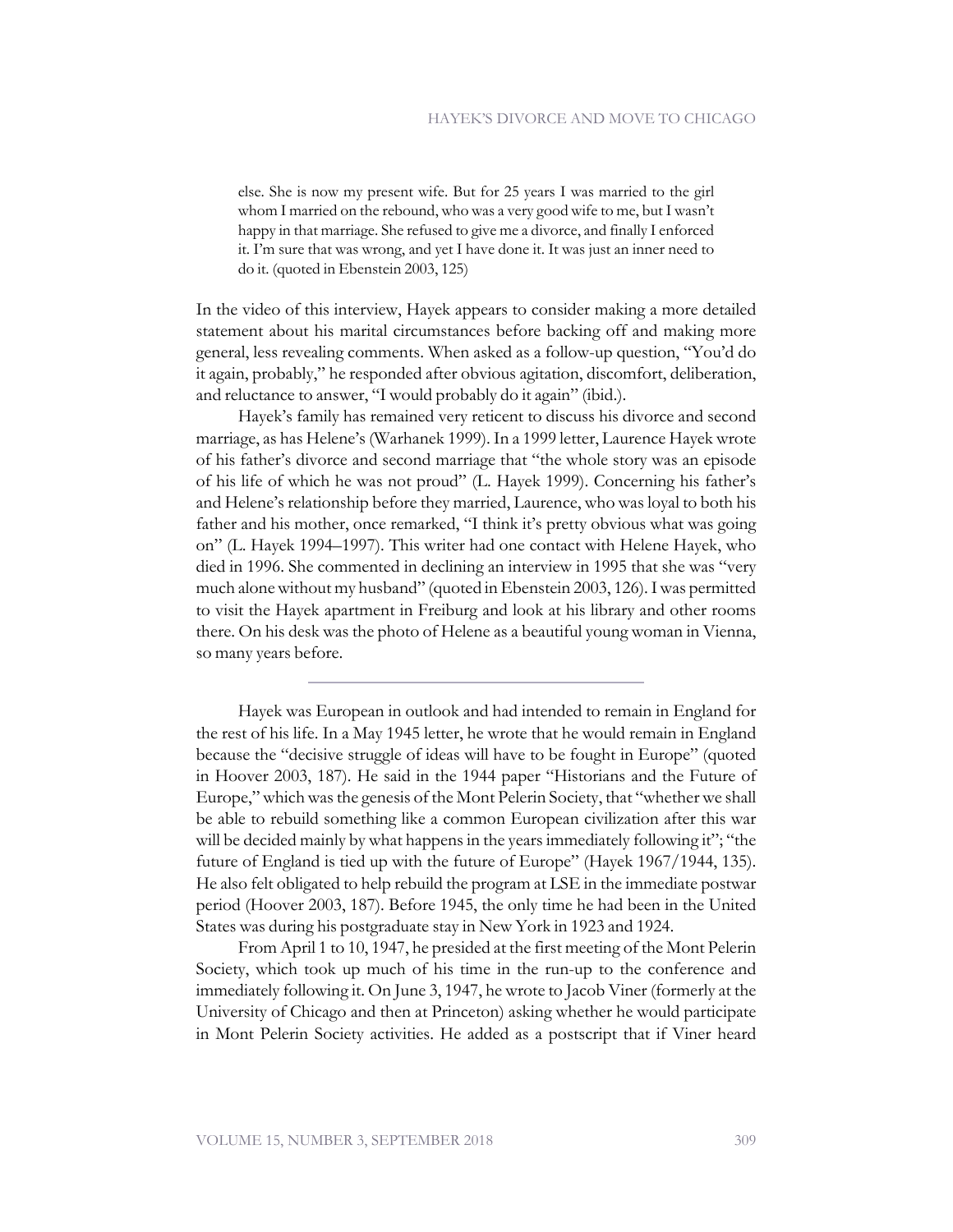> else. She is now my present wife. But for 25 years I was married to the girl whom I married on the rebound, who was a very good wife to me, but I wasn't happy in that marriage. She refused to give me a divorce, and finally I enforced it. I'm sure that was wrong, and yet I have done it. It was just an inner need to do it. (quoted in Ebenstein 2003, 125)

In the video of this interview, Hayek appears to consider making a more detailed statement about his marital circumstances before backing off and making more general, less revealing comments. When asked as a follow-up question, "You'd do it again, probably," he responded after obvious agitation, discomfort, deliberation, and reluctance to answer, "I would probably do it again" (ibid.).

Hayek's family has remained very reticent to discuss his divorce and second marriage, as has Helene's (Warhanek 1999). In a 1999 letter, Laurence Hayek wrote of his father's divorce and second marriage that "the whole story was an episode of his life of which he was not proud" (L. Hayek 1999). Concerning his father's and Helene's relationship before they married, Laurence, who was loyal to both his father and his mother, once remarked, "I think it's pretty obvious what was going on" (L. Hayek 1994–1997). This writer had one contact with Helene Hayek, who died in 1996. She commented in declining an interview in 1995 that she was "very much alone without my husband" (quoted in Ebenstein 2003, 126). I was permitted to visit the Hayek apartment in Freiburg and look at his library and other rooms there. On his desk was the photo of Helene as a beautiful young woman in Vienna, so many years before.

---

Hayek was European in outlook and had intended to remain in England for the rest of his life. In a May 1945 letter, he wrote that he would remain in England because the "decisive struggle of ideas will have to be fought in Europe" (quoted in Hoover 2003, 187). He said in the 1944 paper "Historians and the Future of Europe," which was the genesis of the Mont Pelerin Society, that "whether we shall be able to rebuild something like a common European civilization after this war will be decided mainly by what happens in the years immediately following it"; "the future of England is tied up with the future of Europe" (Hayek 1967/1944, 135). He also felt obligated to help rebuild the program at LSE in the immediate postwar period (Hoover 2003, 187). Before 1945, the only time he had been in the United States was during his postgraduate stay in New York in 1923 and 1924.

From April 1 to 10, 1947, he presided at the first meeting of the Mont Pelerin Society, which took up much of his time in the run-up to the conference and immediately following it. On June 3, 1947, he wrote to Jacob Viner (formerly at the University of Chicago and then at Princeton) asking whether he would participate in Mont Pelerin Society activities. He added as a postscript that if Viner heard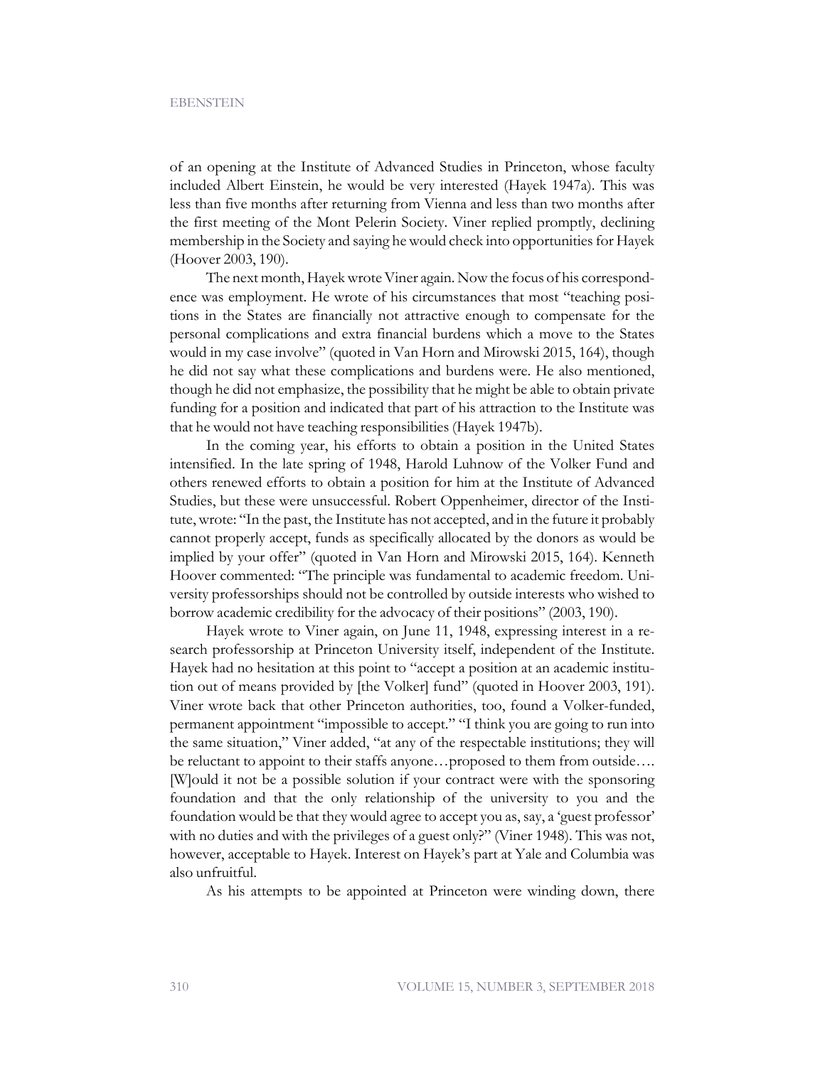of an opening at the Institute of Advanced Studies in Princeton, whose faculty included Albert Einstein, he would be very interested (Hayek 1947a). This was less than five months after returning from Vienna and less than two months after the first meeting of the Mont Pelerin Society. Viner replied promptly, declining membership in the Society and saying he would check into opportunities for Hayek (Hoover 2003, 190).

The next month, Hayek wrote Viner again. Now the focus of his correspondence was employment. He wrote of his circumstances that most "teaching positions in the States are financially not attractive enough to compensate for the personal complications and extra financial burdens which a move to the States would in my case involve" (quoted in Van Horn and Mirowski 2015, 164), though he did not say what these complications and burdens were. He also mentioned, though he did not emphasize, the possibility that he might be able to obtain private funding for a position and indicated that part of his attraction to the Institute was that he would not have teaching responsibilities (Hayek 1947b).

In the coming year, his efforts to obtain a position in the United States intensified. In the late spring of 1948, Harold Luhnow of the Volker Fund and others renewed efforts to obtain a position for him at the Institute of Advanced Studies, but these were unsuccessful. Robert Oppenheimer, director of the Institute, wrote: "In the past, the Institute has not accepted, and in the future it probably cannot properly accept, funds as specifically allocated by the donors as would be implied by your offer" (quoted in Van Horn and Mirowski 2015, 164). Kenneth Hoover commented: "The principle was fundamental to academic freedom. University professorships should not be controlled by outside interests who wished to borrow academic credibility for the advocacy of their positions" (2003, 190).

Hayek wrote to Viner again, on June 11, 1948, expressing interest in a research professorship at Princeton University itself, independent of the Institute. Hayek had no hesitation at this point to "accept a position at an academic institution out of means provided by [the Volker] fund" (quoted in Hoover 2003, 191). Viner wrote back that other Princeton authorities, too, found a Volker-funded, permanent appointment "impossible to accept." "I think you are going to run into the same situation," Viner added, "at any of the respectable institutions; they will be reluctant to appoint to their staffs anyone…proposed to them from outside…. [W]ould it not be a possible solution if your contract were with the sponsoring foundation and that the only relationship of the university to you and the foundation would be that they would agree to accept you as, say, a 'guest professor' with no duties and with the privileges of a guest only?" (Viner 1948). This was not, however, acceptable to Hayek. Interest on Hayek's part at Yale and Columbia was also unfruitful.

As his attempts to be appointed at Princeton were winding down, there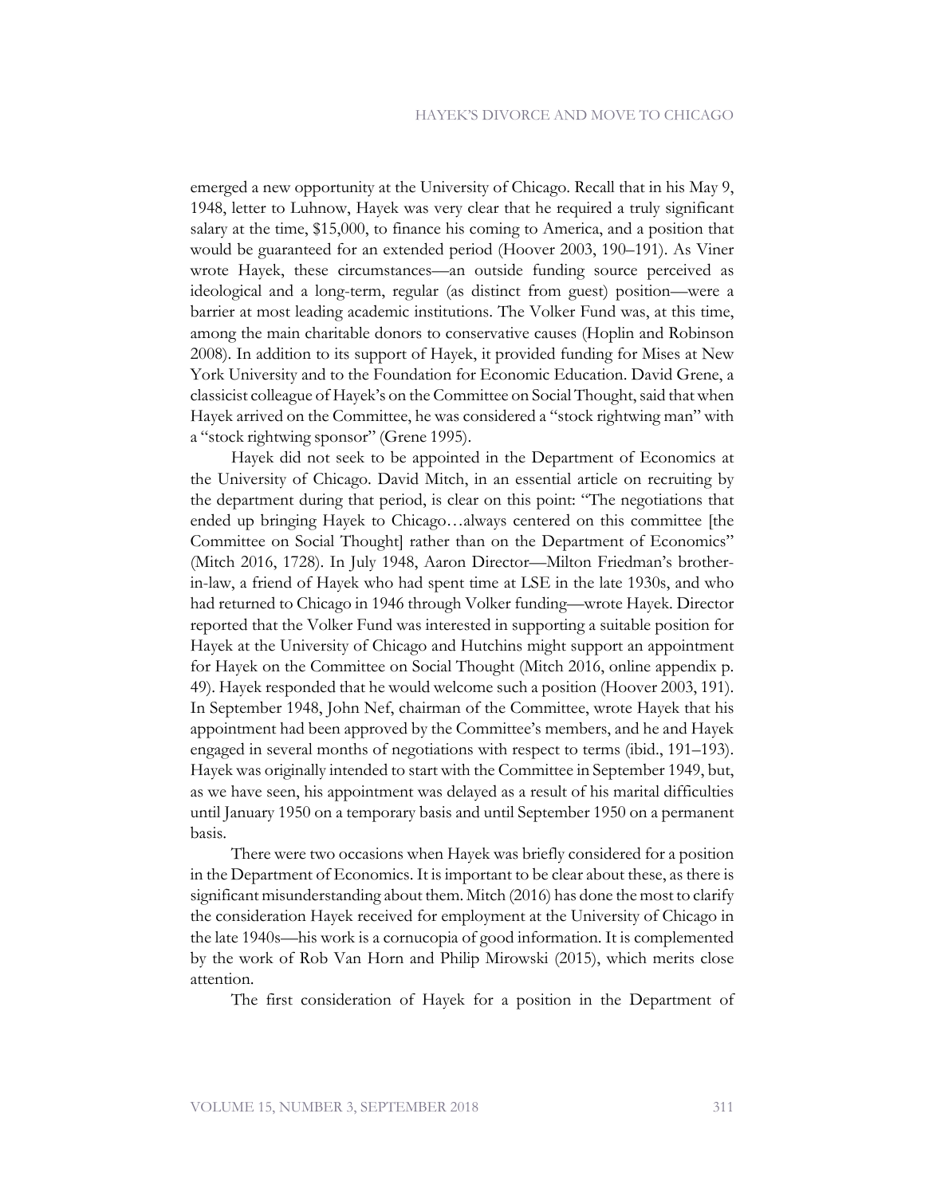emerged a new opportunity at the University of Chicago. Recall that in his May 9, 1948, letter to Luhnow, Hayek was very clear that he required a truly significant salary at the time, $15,000, to finance his coming to America, and a position that would be guaranteed for an extended period (Hoover 2003, 190–191). As Viner wrote Hayek, these circumstances—an outside funding source perceived as ideological and a long-term, regular (as distinct from guest) position—were a barrier at most leading academic institutions. The Volker Fund was, at this time, among the main charitable donors to conservative causes (Hoplin and Robinson 2008). In addition to its support of Hayek, it provided funding for Mises at New York University and to the Foundation for Economic Education. David Grene, a classicist colleague of Hayek's on the Committee on Social Thought, said that when Hayek arrived on the Committee, he was considered a "stock rightwing man" with a "stock rightwing sponsor" (Grene 1995).

Hayek did not seek to be appointed in the Department of Economics at the University of Chicago. David Mitch, in an essential article on recruiting by the department during that period, is clear on this point: "The negotiations that ended up bringing Hayek to Chicago…always centered on this committee [the Committee on Social Thought] rather than on the Department of Economics" (Mitch 2016, 1728). In July 1948, Aaron Director—Milton Friedman's brother-in-law, a friend of Hayek who had spent time at LSE in the late 1930s, and who had returned to Chicago in 1946 through Volker funding—wrote Hayek. Director reported that the Volker Fund was interested in supporting a suitable position for Hayek at the University of Chicago and Hutchins might support an appointment for Hayek on the Committee on Social Thought (Mitch 2016, online appendix p. 49). Hayek responded that he would welcome such a position (Hoover 2003, 191). In September 1948, John Nef, chairman of the Committee, wrote Hayek that his appointment had been approved by the Committee's members, and he and Hayek engaged in several months of negotiations with respect to terms (ibid., 191–193). Hayek was originally intended to start with the Committee in September 1949, but, as we have seen, his appointment was delayed as a result of his marital difficulties until January 1950 on a temporary basis and until September 1950 on a permanent basis.

There were two occasions when Hayek was briefly considered for a position in the Department of Economics. It is important to be clear about these, as there is significant misunderstanding about them. Mitch (2016) has done the most to clarify the consideration Hayek received for employment at the University of Chicago in the late 1940s—his work is a cornucopia of good information. It is complemented by the work of Rob Van Horn and Philip Mirowski (2015), which merits close attention.

The first consideration of Hayek for a position in the Department of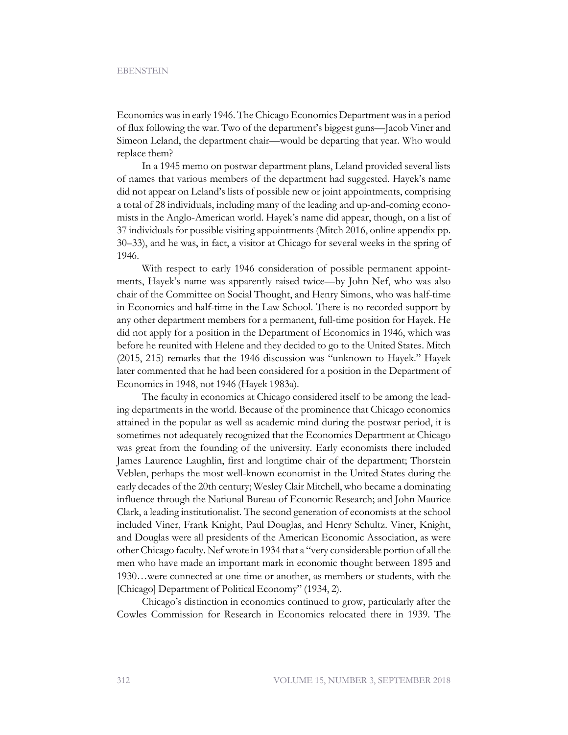Economics was in early 1946. The Chicago Economics Department was in a period of flux following the war. Two of the department's biggest guns—Jacob Viner and Simeon Leland, the department chair—would be departing that year. Who would replace them?

In a 1945 memo on postwar department plans, Leland provided several lists of names that various members of the department had suggested. Hayek's name did not appear on Leland's lists of possible new or joint appointments, comprising a total of 28 individuals, including many of the leading and up-and-coming economists in the Anglo-American world. Hayek's name did appear, though, on a list of 37 individuals for possible visiting appointments (Mitch 2016, online appendix pp. 30–33), and he was, in fact, a visitor at Chicago for several weeks in the spring of 1946.

With respect to early 1946 consideration of possible permanent appointments, Hayek's name was apparently raised twice—by John Nef, who was also chair of the Committee on Social Thought, and Henry Simons, who was half-time in Economics and half-time in the Law School. There is no recorded support by any other department members for a permanent, full-time position for Hayek. He did not apply for a position in the Department of Economics in 1946, which was before he reunited with Helene and they decided to go to the United States. Mitch (2015, 215) remarks that the 1946 discussion was "unknown to Hayek." Hayek later commented that he had been considered for a position in the Department of Economics in 1948, not 1946 (Hayek 1983a).

The faculty in economics at Chicago considered itself to be among the leading departments in the world. Because of the prominence that Chicago economics attained in the popular as well as academic mind during the postwar period, it is sometimes not adequately recognized that the Economics Department at Chicago was great from the founding of the university. Early economists there included James Laurence Laughlin, first and longtime chair of the department; Thorstein Veblen, perhaps the most well-known economist in the United States during the early decades of the 20th century; Wesley Clair Mitchell, who became a dominating influence through the National Bureau of Economic Research; and John Maurice Clark, a leading institutionalist. The second generation of economists at the school included Viner, Frank Knight, Paul Douglas, and Henry Schultz. Viner, Knight, and Douglas were all presidents of the American Economic Association, as were other Chicago faculty. Nef wrote in 1934 that a "very considerable portion of all the men who have made an important mark in economic thought between 1895 and 1930…were connected at one time or another, as members or students, with the [Chicago] Department of Political Economy" (1934, 2).

Chicago's distinction in economics continued to grow, particularly after the Cowles Commission for Research in Economics relocated there in 1939. The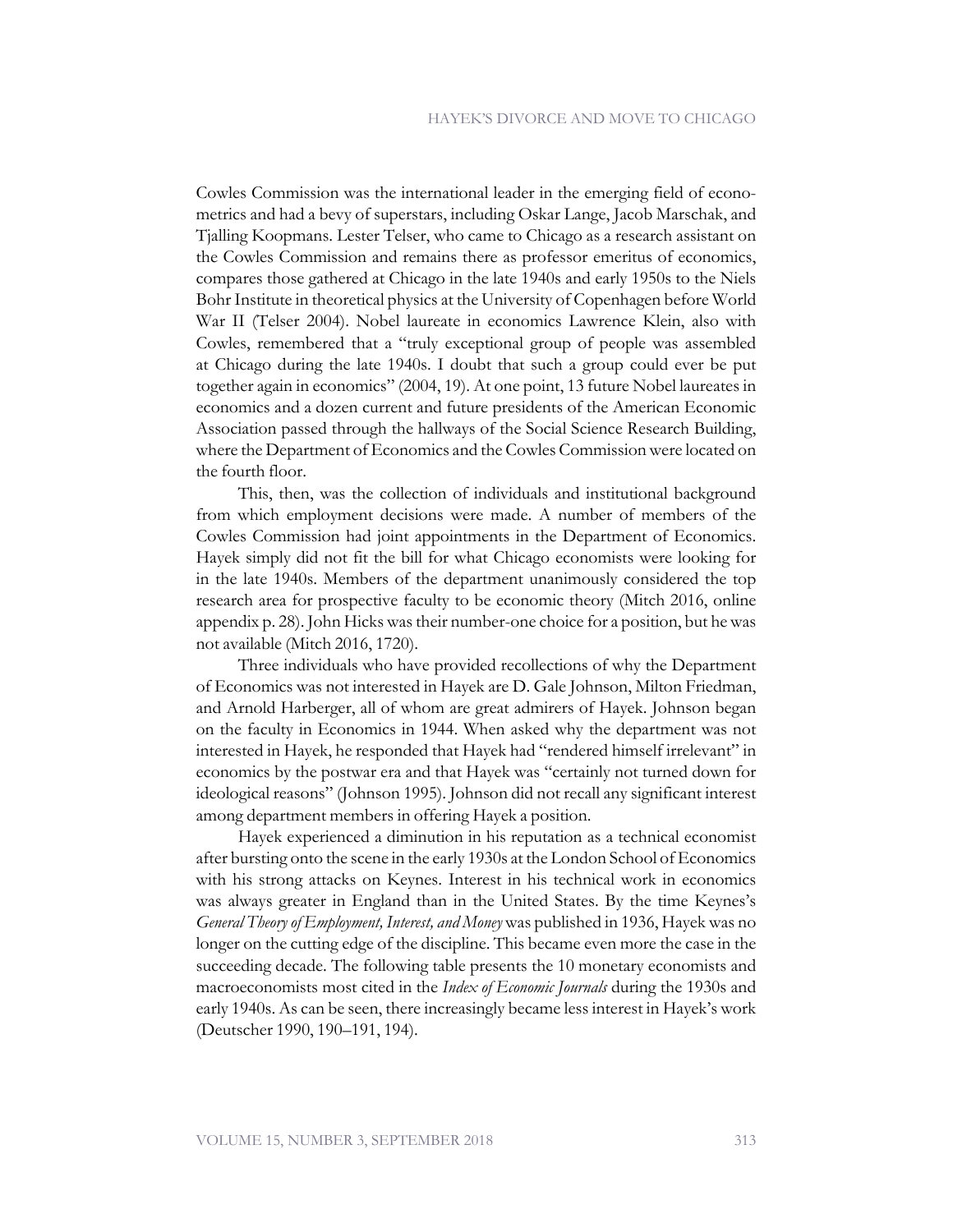Cowles Commission was the international leader in the emerging field of econometrics and had a bevy of superstars, including Oskar Lange, Jacob Marschak, and Tjalling Koopmans. Lester Telser, who came to Chicago as a research assistant on the Cowles Commission and remains there as professor emeritus of economics, compares those gathered at Chicago in the late 1940s and early 1950s to the Niels Bohr Institute in theoretical physics at the University of Copenhagen before World War II (Telser 2004). Nobel laureate in economics Lawrence Klein, also with Cowles, remembered that a "truly exceptional group of people was assembled at Chicago during the late 1940s. I doubt that such a group could ever be put together again in economics" (2004, 19). At one point, 13 future Nobel laureates in economics and a dozen current and future presidents of the American Economic Association passed through the hallways of the Social Science Research Building, where the Department of Economics and the Cowles Commission were located on the fourth floor.

This, then, was the collection of individuals and institutional background from which employment decisions were made. A number of members of the Cowles Commission had joint appointments in the Department of Economics. Hayek simply did not fit the bill for what Chicago economists were looking for in the late 1940s. Members of the department unanimously considered the top research area for prospective faculty to be economic theory (Mitch 2016, online appendix p. 28). John Hicks was their number-one choice for a position, but he was not available (Mitch 2016, 1720).

Three individuals who have provided recollections of why the Department of Economics was not interested in Hayek are D. Gale Johnson, Milton Friedman, and Arnold Harberger, all of whom are great admirers of Hayek. Johnson began on the faculty in Economics in 1944. When asked why the department was not interested in Hayek, he responded that Hayek had "rendered himself irrelevant" in economics by the postwar era and that Hayek was "certainly not turned down for ideological reasons" (Johnson 1995). Johnson did not recall any significant interest among department members in offering Hayek a position.

Hayek experienced a diminution in his reputation as a technical economist after bursting onto the scene in the early 1930s at the London School of Economics with his strong attacks on Keynes. Interest in his technical work in economics was always greater in England than in the United States. By the time Keynes's *General Theory of Employment, Interest, and Money* was published in 1936, Hayek was no longer on the cutting edge of the discipline. This became even more the case in the succeeding decade. The following table presents the 10 monetary economists and macroeconomists most cited in the *Index of Economic Journals* during the 1930s and early 1940s. As can be seen, there increasingly became less interest in Hayek's work (Deutscher 1990, 190–191, 194).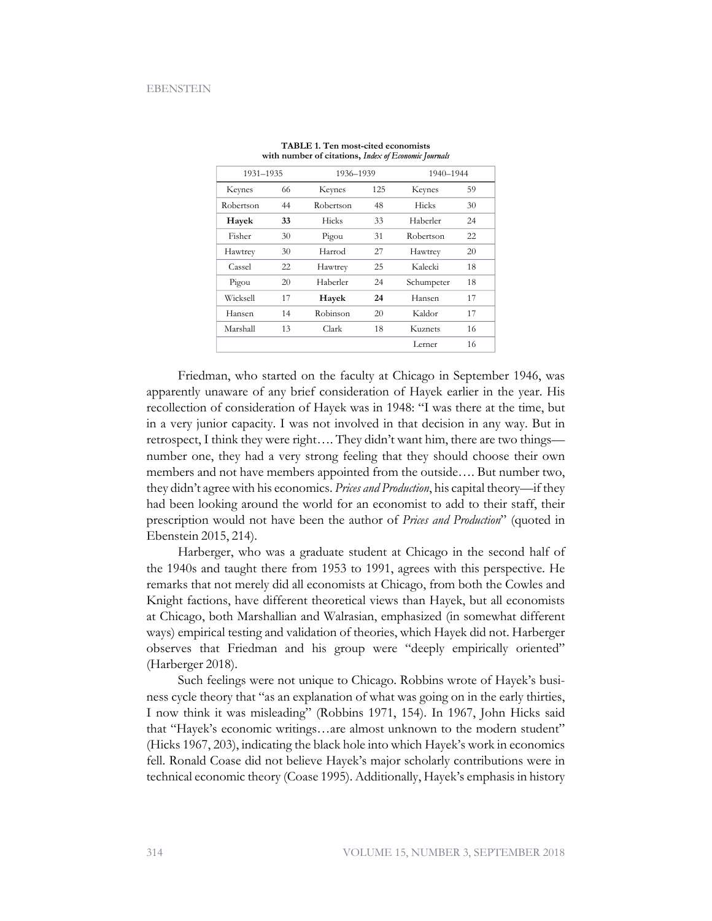**TABLE 1. Ten most-cited economists with number of citations, *Index of Economic Journals***

| 1931–1935 | | 1936–1939 | | 1940–1944 | |
|---|---|---|---|---|---|
| Keynes | 66 | Keynes | 125 | Keynes | 59 |
| Robertson | 44 | Robertson | 48 | Hicks | 30 |
| **Hayek** | **33** | Hicks | 33 | Haberler | 24 |
| Fisher | 30 | Pigou | 31 | Robertson | 22 |
| Hawtrey | 30 | Harrod | 27 | Hawtrey | 20 |
| Cassel | 22 | Hawtrey | 25 | Kalecki | 18 |
| Pigou | 20 | Haberler | 24 | Schumpeter | 18 |
| Wicksell | 17 | **Hayek** | **24** | Hansen | 17 |
| Hansen | 14 | Robinson | 20 | Kaldor | 17 |
| Marshall | 13 | Clark | 18 | Kuznets | 16 |
| | | | | Lerner | 16 |

Friedman, who started on the faculty at Chicago in September 1946, was apparently unaware of any brief consideration of Hayek earlier in the year. His recollection of consideration of Hayek was in 1948: "I was there at the time, but in a very junior capacity. I was not involved in that decision in any way. But in retrospect, I think they were right…. They didn't want him, there are two things—number one, they had a very strong feeling that they should choose their own members and not have members appointed from the outside…. But number two, they didn't agree with his economics. *Prices and Production*, his capital theory—if they had been looking around the world for an economist to add to their staff, their prescription would not have been the author of *Prices and Production*" (quoted in Ebenstein 2015, 214).

Harberger, who was a graduate student at Chicago in the second half of the 1940s and taught there from 1953 to 1991, agrees with this perspective. He remarks that not merely did all economists at Chicago, from both the Cowles and Knight factions, have different theoretical views than Hayek, but all economists at Chicago, both Marshallian and Walrasian, emphasized (in somewhat different ways) empirical testing and validation of theories, which Hayek did not. Harberger observes that Friedman and his group were "deeply empirically oriented" (Harberger 2018).

Such feelings were not unique to Chicago. Robbins wrote of Hayek's business cycle theory that "as an explanation of what was going on in the early thirties, I now think it was misleading" (Robbins 1971, 154). In 1967, John Hicks said that "Hayek's economic writings…are almost unknown to the modern student" (Hicks 1967, 203), indicating the black hole into which Hayek's work in economics fell. Ronald Coase did not believe Hayek's major scholarly contributions were in technical economic theory (Coase 1995). Additionally, Hayek's emphasis in history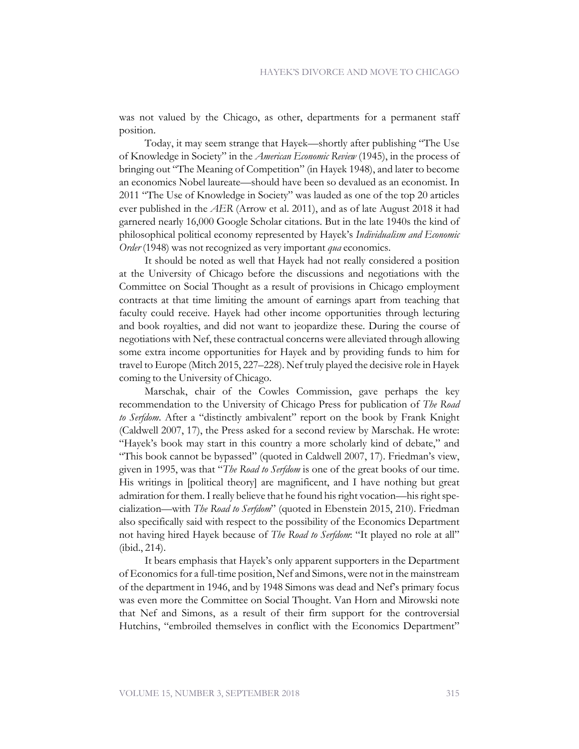was not valued by the Chicago, as other, departments for a permanent staff position.

Today, it may seem strange that Hayek—shortly after publishing "The Use of Knowledge in Society" in the *American Economic Review* (1945), in the process of bringing out "The Meaning of Competition" (in Hayek 1948), and later to become an economics Nobel laureate—should have been so devalued as an economist. In 2011 "The Use of Knowledge in Society" was lauded as one of the top 20 articles ever published in the *AER* (Arrow et al. 2011), and as of late August 2018 it had garnered nearly 16,000 Google Scholar citations. But in the late 1940s the kind of philosophical political economy represented by Hayek's *Individualism and Economic Order* (1948) was not recognized as very important *qua* economics.

It should be noted as well that Hayek had not really considered a position at the University of Chicago before the discussions and negotiations with the Committee on Social Thought as a result of provisions in Chicago employment contracts at that time limiting the amount of earnings apart from teaching that faculty could receive. Hayek had other income opportunities through lecturing and book royalties, and did not want to jeopardize these. During the course of negotiations with Nef, these contractual concerns were alleviated through allowing some extra income opportunities for Hayek and by providing funds to him for travel to Europe (Mitch 2015, 227–228). Nef truly played the decisive role in Hayek coming to the University of Chicago.

Marschak, chair of the Cowles Commission, gave perhaps the key recommendation to the University of Chicago Press for publication of *The Road to Serfdom*. After a "distinctly ambivalent" report on the book by Frank Knight (Caldwell 2007, 17), the Press asked for a second review by Marschak. He wrote: "Hayek's book may start in this country a more scholarly kind of debate," and "This book cannot be bypassed" (quoted in Caldwell 2007, 17). Friedman's view, given in 1995, was that "*The Road to Serfdom* is one of the great books of our time. His writings in [political theory] are magnificent, and I have nothing but great admiration for them. I really believe that he found his right vocation—his right specialization—with *The Road to Serfdom*" (quoted in Ebenstein 2015, 210). Friedman also specifically said with respect to the possibility of the Economics Department not having hired Hayek because of *The Road to Serfdom*: "It played no role at all" (ibid., 214).

It bears emphasis that Hayek's only apparent supporters in the Department of Economics for a full-time position, Nef and Simons, were not in the mainstream of the department in 1946, and by 1948 Simons was dead and Nef's primary focus was even more the Committee on Social Thought. Van Horn and Mirowski note that Nef and Simons, as a result of their firm support for the controversial Hutchins, "embroiled themselves in conflict with the Economics Department"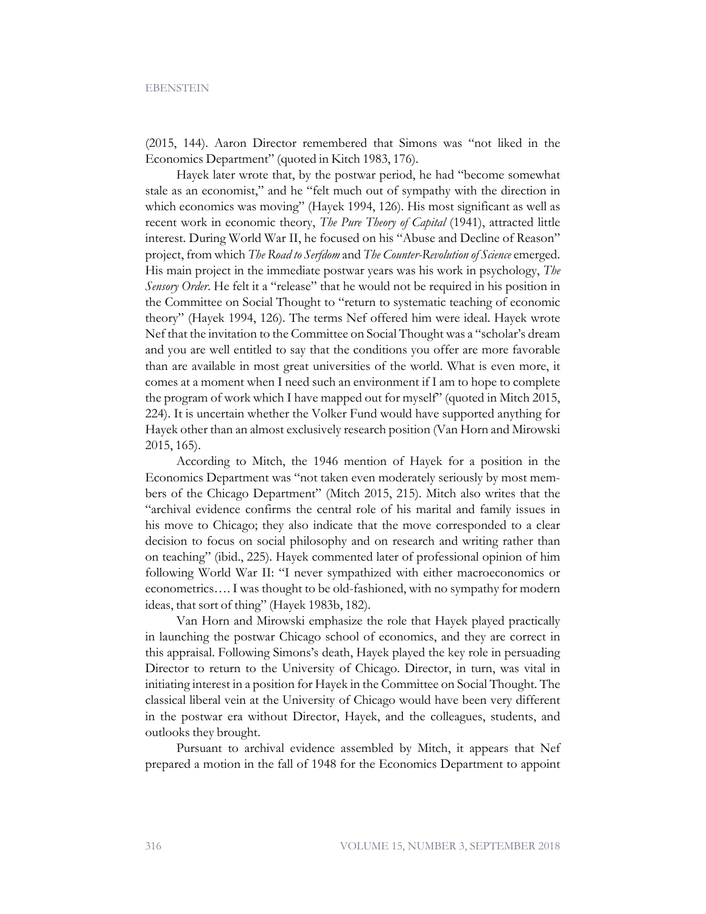(2015, 144). Aaron Director remembered that Simons was "not liked in the Economics Department" (quoted in Kitch 1983, 176).

Hayek later wrote that, by the postwar period, he had "become somewhat stale as an economist," and he "felt much out of sympathy with the direction in which economics was moving" (Hayek 1994, 126). His most significant as well as recent work in economic theory, *The Pure Theory of Capital* (1941), attracted little interest. During World War II, he focused on his "Abuse and Decline of Reason" project, from which *The Road to Serfdom* and *The Counter-Revolution of Science* emerged. His main project in the immediate postwar years was his work in psychology, *The Sensory Order*. He felt it a "release" that he would not be required in his position in the Committee on Social Thought to "return to systematic teaching of economic theory" (Hayek 1994, 126). The terms Nef offered him were ideal. Hayek wrote Nef that the invitation to the Committee on Social Thought was a "scholar's dream and you are well entitled to say that the conditions you offer are more favorable than are available in most great universities of the world. What is even more, it comes at a moment when I need such an environment if I am to hope to complete the program of work which I have mapped out for myself" (quoted in Mitch 2015, 224). It is uncertain whether the Volker Fund would have supported anything for Hayek other than an almost exclusively research position (Van Horn and Mirowski 2015, 165).

According to Mitch, the 1946 mention of Hayek for a position in the Economics Department was "not taken even moderately seriously by most members of the Chicago Department" (Mitch 2015, 215). Mitch also writes that the "archival evidence confirms the central role of his marital and family issues in his move to Chicago; they also indicate that the move corresponded to a clear decision to focus on social philosophy and on research and writing rather than on teaching" (ibid., 225). Hayek commented later of professional opinion of him following World War II: "I never sympathized with either macroeconomics or econometrics…. I was thought to be old-fashioned, with no sympathy for modern ideas, that sort of thing" (Hayek 1983b, 182).

Van Horn and Mirowski emphasize the role that Hayek played practically in launching the postwar Chicago school of economics, and they are correct in this appraisal. Following Simons's death, Hayek played the key role in persuading Director to return to the University of Chicago. Director, in turn, was vital in initiating interest in a position for Hayek in the Committee on Social Thought. The classical liberal vein at the University of Chicago would have been very different in the postwar era without Director, Hayek, and the colleagues, students, and outlooks they brought.

Pursuant to archival evidence assembled by Mitch, it appears that Nef prepared a motion in the fall of 1948 for the Economics Department to appoint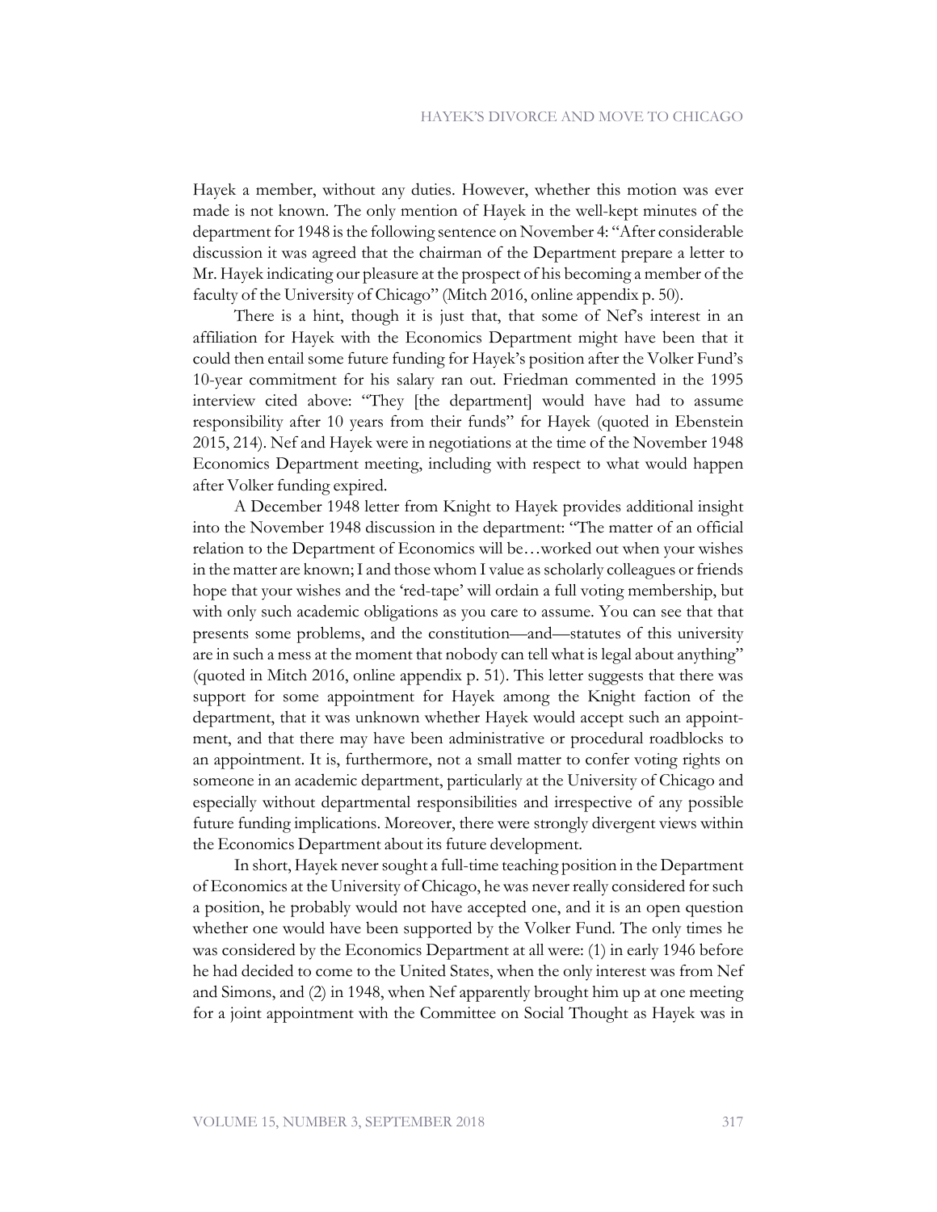Hayek a member, without any duties. However, whether this motion was ever made is not known. The only mention of Hayek in the well-kept minutes of the department for 1948 is the following sentence on November 4: "After considerable discussion it was agreed that the chairman of the Department prepare a letter to Mr. Hayek indicating our pleasure at the prospect of his becoming a member of the faculty of the University of Chicago" (Mitch 2016, online appendix p. 50).

There is a hint, though it is just that, that some of Nef's interest in an affiliation for Hayek with the Economics Department might have been that it could then entail some future funding for Hayek's position after the Volker Fund's 10-year commitment for his salary ran out. Friedman commented in the 1995 interview cited above: "They [the department] would have had to assume responsibility after 10 years from their funds" for Hayek (quoted in Ebenstein 2015, 214). Nef and Hayek were in negotiations at the time of the November 1948 Economics Department meeting, including with respect to what would happen after Volker funding expired.

A December 1948 letter from Knight to Hayek provides additional insight into the November 1948 discussion in the department: "The matter of an official relation to the Department of Economics will be…worked out when your wishes in the matter are known; I and those whom I value as scholarly colleagues or friends hope that your wishes and the 'red-tape' will ordain a full voting membership, but with only such academic obligations as you care to assume. You can see that that presents some problems, and the constitution—and—statutes of this university are in such a mess at the moment that nobody can tell what is legal about anything" (quoted in Mitch 2016, online appendix p. 51). This letter suggests that there was support for some appointment for Hayek among the Knight faction of the department, that it was unknown whether Hayek would accept such an appointment, and that there may have been administrative or procedural roadblocks to an appointment. It is, furthermore, not a small matter to confer voting rights on someone in an academic department, particularly at the University of Chicago and especially without departmental responsibilities and irrespective of any possible future funding implications. Moreover, there were strongly divergent views within the Economics Department about its future development.

In short, Hayek never sought a full-time teaching position in the Department of Economics at the University of Chicago, he was never really considered for such a position, he probably would not have accepted one, and it is an open question whether one would have been supported by the Volker Fund. The only times he was considered by the Economics Department at all were: (1) in early 1946 before he had decided to come to the United States, when the only interest was from Nef and Simons, and (2) in 1948, when Nef apparently brought him up at one meeting for a joint appointment with the Committee on Social Thought as Hayek was in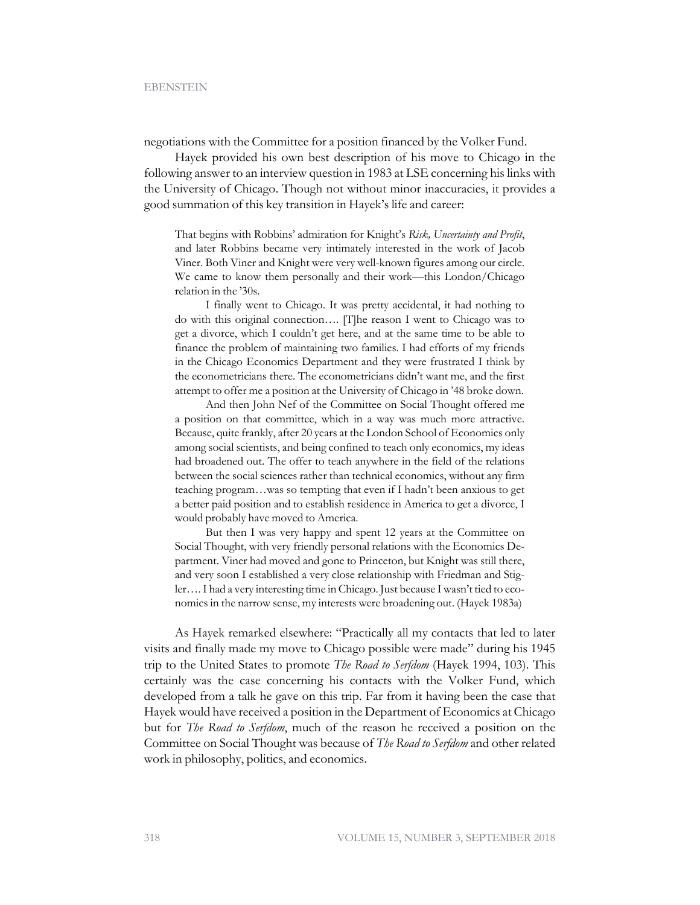negotiations with the Committee for a position financed by the Volker Fund.

Hayek provided his own best description of his move to Chicago in the following answer to an interview question in 1983 at LSE concerning his links with the University of Chicago. Though not without minor inaccuracies, it provides a good summation of this key transition in Hayek's life and career:

> That begins with Robbins' admiration for Knight's *Risk, Uncertainty and Profit*, and later Robbins became very intimately interested in the work of Jacob Viner. Both Viner and Knight were very well-known figures among our circle. We came to know them personally and their work—this London/Chicago relation in the '30s.
>
> I finally went to Chicago. It was pretty accidental, it had nothing to do with this original connection…. [T]he reason I went to Chicago was to get a divorce, which I couldn't get here, and at the same time to be able to finance the problem of maintaining two families. I had efforts of my friends in the Chicago Economics Department and they were frustrated I think by the econometricians there. The econometricians didn't want me, and the first attempt to offer me a position at the University of Chicago in '48 broke down.
>
> And then John Nef of the Committee on Social Thought offered me a position on that committee, which in a way was much more attractive. Because, quite frankly, after 20 years at the London School of Economics only among social scientists, and being confined to teach only economics, my ideas had broadened out. The offer to teach anywhere in the field of the relations between the social sciences rather than technical economics, without any firm teaching program…was so tempting that even if I hadn't been anxious to get a better paid position and to establish residence in America to get a divorce, I would probably have moved to America.
>
> But then I was very happy and spent 12 years at the Committee on Social Thought, with very friendly personal relations with the Economics Department. Viner had moved and gone to Princeton, but Knight was still there, and very soon I established a very close relationship with Friedman and Stigler…. I had a very interesting time in Chicago. Just because I wasn't tied to economics in the narrow sense, my interests were broadening out. (Hayek 1983a)

As Hayek remarked elsewhere: "Practically all my contacts that led to later visits and finally made my move to Chicago possible were made" during his 1945 trip to the United States to promote *The Road to Serfdom* (Hayek 1994, 103). This certainly was the case concerning his contacts with the Volker Fund, which developed from a talk he gave on this trip. Far from it having been the case that Hayek would have received a position in the Department of Economics at Chicago but for *The Road to Serfdom*, much of the reason he received a position on the Committee on Social Thought was because of *The Road to Serfdom* and other related work in philosophy, politics, and economics.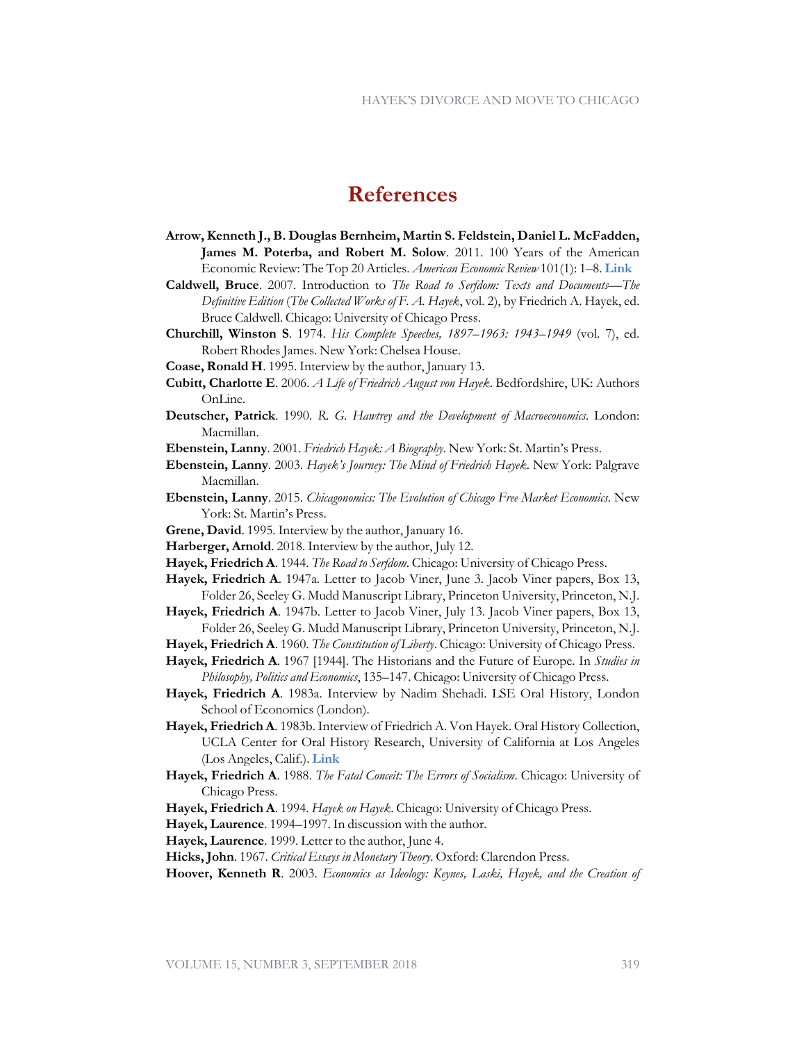# References

**Arrow, Kenneth J., B. Douglas Bernheim, Martin S. Feldstein, Daniel L. McFadden, James M. Poterba, and Robert M. Solow**. 2011. 100 Years of the American Economic Review: The Top 20 Articles. *American Economic Review* 101(1): 1–8. **Link**

**Caldwell, Bruce**. 2007. Introduction to *The Road to Serfdom: Texts and Documents—The Definitive Edition* (*The Collected Works of F. A. Hayek*, vol. 2), by Friedrich A. Hayek, ed. Bruce Caldwell. Chicago: University of Chicago Press.

**Churchill, Winston S**. 1974. *His Complete Speeches, 1897–1963: 1943–1949* (vol. 7), ed. Robert Rhodes James. New York: Chelsea House.

**Coase, Ronald H**. 1995. Interview by the author, January 13.

**Cubitt, Charlotte E**. 2006. *A Life of Friedrich August von Hayek*. Bedfordshire, UK: Authors OnLine.

**Deutscher, Patrick**. 1990. *R. G. Hawtrey and the Development of Macroeconomics*. London: Macmillan.

**Ebenstein, Lanny**. 2001. *Friedrich Hayek: A Biography*. New York: St. Martin's Press.

**Ebenstein, Lanny**. 2003. *Hayek's Journey: The Mind of Friedrich Hayek*. New York: Palgrave Macmillan.

**Ebenstein, Lanny**. 2015. *Chicagonomics: The Evolution of Chicago Free Market Economics*. New York: St. Martin's Press.

**Grene, David**. 1995. Interview by the author, January 16.

**Harberger, Arnold**. 2018. Interview by the author, July 12.

**Hayek, Friedrich A**. 1944. *The Road to Serfdom*. Chicago: University of Chicago Press.

**Hayek, Friedrich A**. 1947a. Letter to Jacob Viner, June 3. Jacob Viner papers, Box 13, Folder 26, Seeley G. Mudd Manuscript Library, Princeton University, Princeton, N.J.

**Hayek, Friedrich A**. 1947b. Letter to Jacob Viner, July 13. Jacob Viner papers, Box 13, Folder 26, Seeley G. Mudd Manuscript Library, Princeton University, Princeton, N.J.

**Hayek, Friedrich A**. 1960. *The Constitution of Liberty*. Chicago: University of Chicago Press.

**Hayek, Friedrich A**. 1967 [1944]. The Historians and the Future of Europe. In *Studies in Philosophy, Politics and Economics*, 135–147. Chicago: University of Chicago Press.

**Hayek, Friedrich A**. 1983a. Interview by Nadim Shehadi. LSE Oral History, London School of Economics (London).

**Hayek, Friedrich A**. 1983b. Interview of Friedrich A. Von Hayek. Oral History Collection, UCLA Center for Oral History Research, University of California at Los Angeles (Los Angeles, Calif.). **Link**

**Hayek, Friedrich A**. 1988. *The Fatal Conceit: The Errors of Socialism*. Chicago: University of Chicago Press.

**Hayek, Friedrich A**. 1994. *Hayek on Hayek*. Chicago: University of Chicago Press.

**Hayek, Laurence**. 1994–1997. In discussion with the author.

**Hayek, Laurence**. 1999. Letter to the author, June 4.

**Hicks, John**. 1967. *Critical Essays in Monetary Theory*. Oxford: Clarendon Press.

**Hoover, Kenneth R**. 2003. *Economics as Ideology: Keynes, Laski, Hayek, and the Creation of*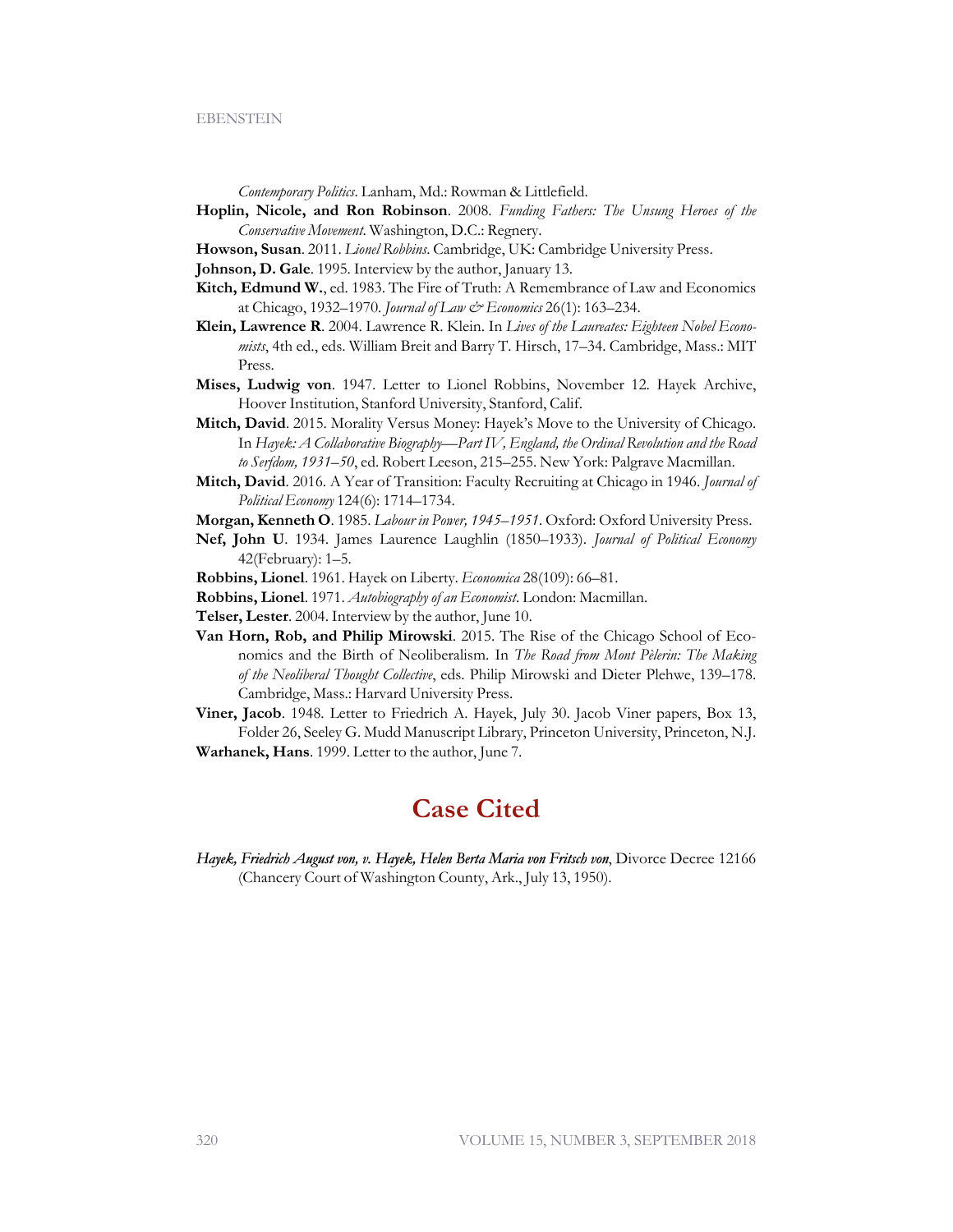*Contemporary Politics*. Lanham, Md.: Rowman & Littlefield.

**Hoplin, Nicole, and Ron Robinson**. 2008. *Funding Fathers: The Unsung Heroes of the Conservative Movement*. Washington, D.C.: Regnery.

**Howson, Susan**. 2011. *Lionel Robbins*. Cambridge, UK: Cambridge University Press.

**Johnson, D. Gale**. 1995. Interview by the author, January 13.

**Kitch, Edmund W.**, ed. 1983. The Fire of Truth: A Remembrance of Law and Economics at Chicago, 1932–1970. *Journal of Law & Economics* 26(1): 163–234.

**Klein, Lawrence R**. 2004. Lawrence R. Klein. In *Lives of the Laureates: Eighteen Nobel Economists*, 4th ed., eds. William Breit and Barry T. Hirsch, 17–34. Cambridge, Mass.: MIT Press.

**Mises, Ludwig von**. 1947. Letter to Lionel Robbins, November 12. Hayek Archive, Hoover Institution, Stanford University, Stanford, Calif.

**Mitch, David**. 2015. Morality Versus Money: Hayek's Move to the University of Chicago. In *Hayek: A Collaborative Biography—Part IV, England, the Ordinal Revolution and the Road to Serfdom, 1931–50*, ed. Robert Leeson, 215–255. New York: Palgrave Macmillan.

**Mitch, David**. 2016. A Year of Transition: Faculty Recruiting at Chicago in 1946. *Journal of Political Economy* 124(6): 1714–1734.

**Morgan, Kenneth O**. 1985. *Labour in Power, 1945–1951*. Oxford: Oxford University Press.

**Nef, John U**. 1934. James Laurence Laughlin (1850–1933). *Journal of Political Economy* 42(February): 1–5.

**Robbins, Lionel**. 1961. Hayek on Liberty. *Economica* 28(109): 66–81.

**Robbins, Lionel**. 1971. *Autobiography of an Economist*. London: Macmillan.

**Telser, Lester**. 2004. Interview by the author, June 10.

**Van Horn, Rob, and Philip Mirowski**. 2015. The Rise of the Chicago School of Economics and the Birth of Neoliberalism. In *The Road from Mont Pèlerin: The Making of the Neoliberal Thought Collective*, eds. Philip Mirowski and Dieter Plehwe, 139–178. Cambridge, Mass.: Harvard University Press.

**Viner, Jacob**. 1948. Letter to Friedrich A. Hayek, July 30. Jacob Viner papers, Box 13, Folder 26, Seeley G. Mudd Manuscript Library, Princeton University, Princeton, N.J.

**Warhanek, Hans**. 1999. Letter to the author, June 7.

## Case Cited

*Hayek, Friedrich August von, v. Hayek, Helen Berta Maria von Fritsch von*, Divorce Decree 12166 (Chancery Court of Washington County, Ark., July 13, 1950).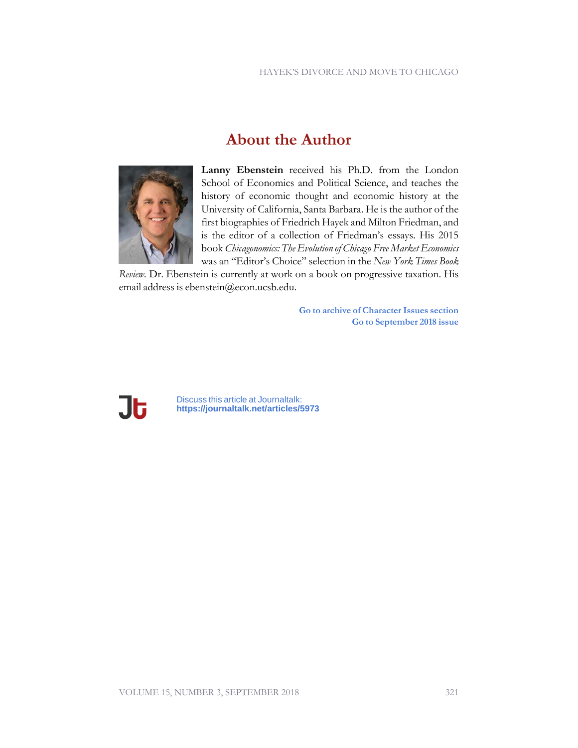## About the Author

**Lanny Ebenstein** received his Ph.D. from the London School of Economics and Political Science, and teaches the history of economic thought and economic history at the University of California, Santa Barbara. He is the author of the first biographies of Friedrich Hayek and Milton Friedman, and is the editor of a collection of Friedman's essays. His 2015 book *Chicagonomics: The Evolution of Chicago Free Market Economics* was an "Editor's Choice" selection in the *New York Times Book Review*. Dr. Ebenstein is currently at work on a book on progressive taxation. His email address is ebenstein@econ.ucsb.edu.

**Go to archive of Character Issues section**
**Go to September 2018 issue**

Discuss this article at Journaltalk:
**https://journaltalk.net/articles/5973**